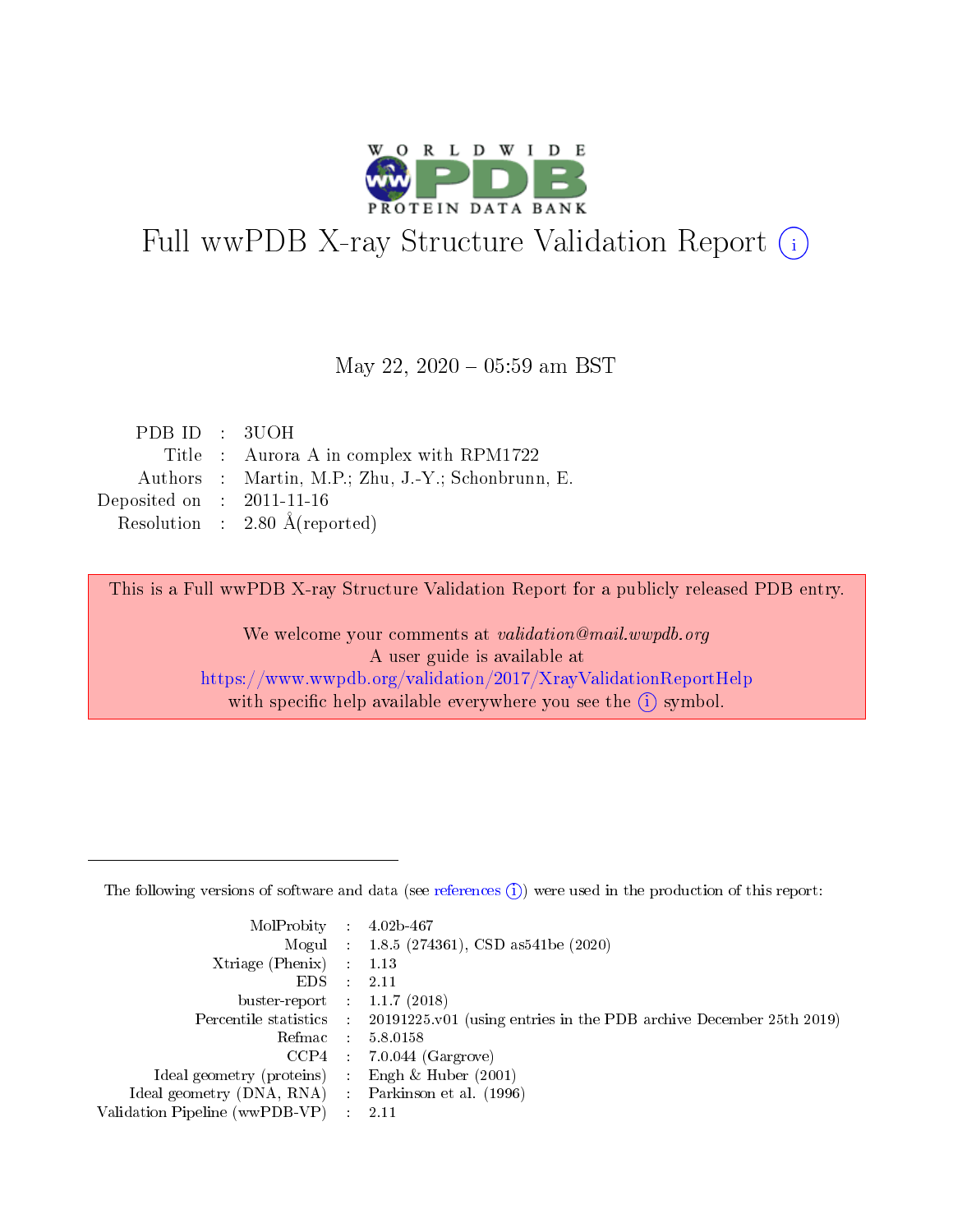# Full wwPDB X-ray Structure Validation Report (i)

May 22, 2020 – 05:59 am BST

|  |  |  |
|---|---|---|
| PDB ID | : | 3UOH |
| Title | : | Aurora A in complex with RPM1722 |
| Authors | : | Martin, M.P.; Zhu, J.-Y.; Schonbrunn, E. |
| Deposited on | : | 2011-11-16 |
| Resolution | : | 2.80 Å(reported) |

This is a Full wwPDB X-ray Structure Validation Report for a publicly released PDB entry.

We welcome your comments at *validation@mail.wwpdb.org*
A user guide is available at
https://www.wwpdb.org/validation/2017/XrayValidationReportHelp
with specific help available everywhere you see the (i) symbol.

---

The following versions of software and data (see references (i)) were used in the production of this report:

|  |  |  |
|---|---|---|
| MolProbity | : | 4.02b-467 |
| Mogul | : | 1.8.5 (274361), CSD as541be (2020) |
| Xtriage (Phenix) | : | 1.13 |
| EDS | : | 2.11 |
| buster-report | : | 1.1.7 (2018) |
| Percentile statistics | : | 20191225.v01 (using entries in the PDB archive December 25th 2019) |
| Refmac | : | 5.8.0158 |
| CCP4 | : | 7.0.044 (Gargrove) |
| Ideal geometry (proteins) | : | Engh & Huber (2001) |
| Ideal geometry (DNA, RNA) | : | Parkinson et al. (1996) |
| Validation Pipeline (wwPDB-VP) | : | 2.11 |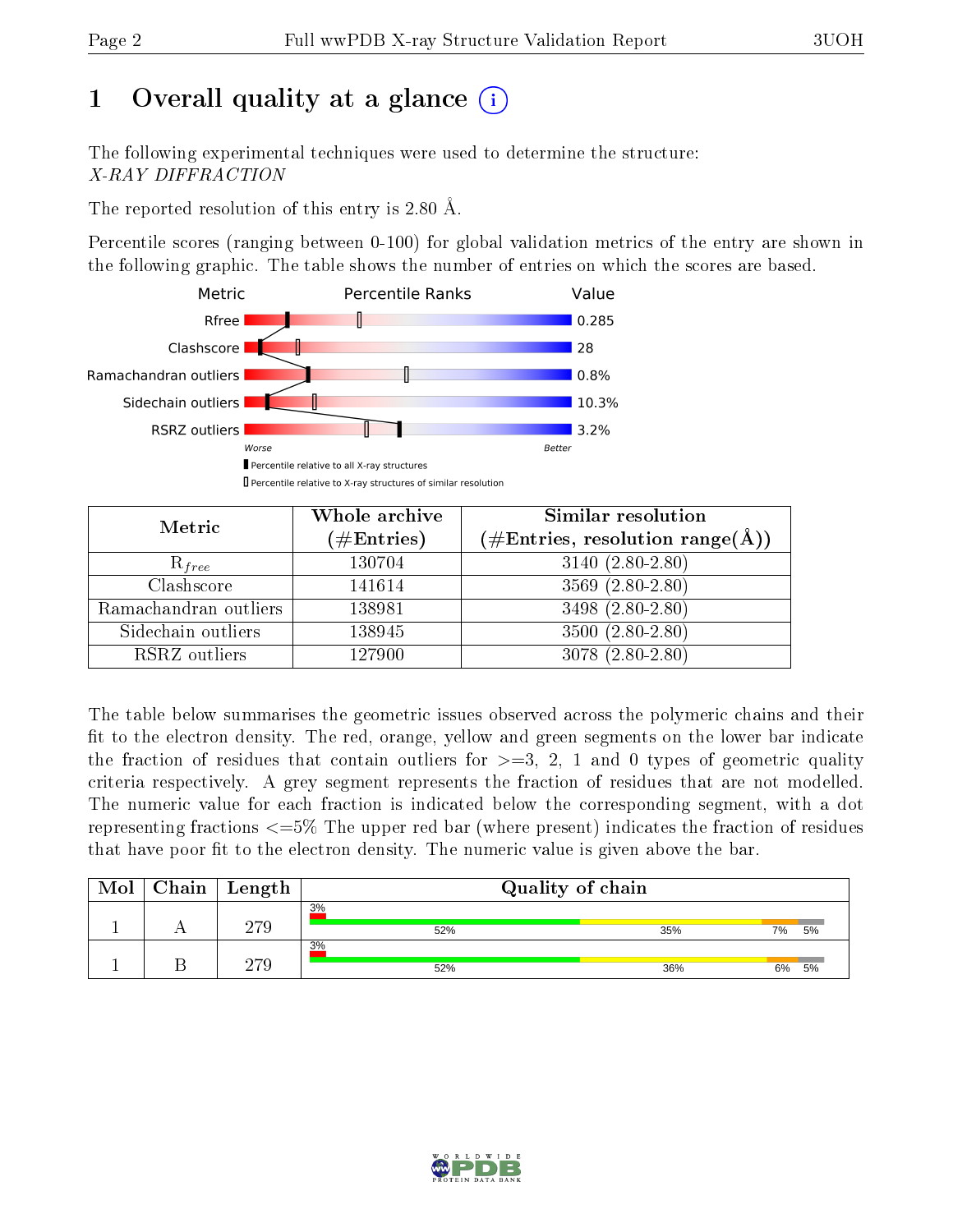# 1 Overall quality at a glance

The following experimental techniques were used to determine the structure:
*X-RAY DIFFRACTION*

The reported resolution of this entry is 2.80 Å.

Percentile scores (ranging between 0-100) for global validation metrics of the entry are shown in the following graphic. The table shows the number of entries on which the scores are based.

| Metric | Value |
|---|---|
| Rfree | 0.285 |
| Clashscore | 28 |
| Ramachandran outliers | 0.8% |
| Sidechain outliers | 10.3% |
| RSRZ outliers | 3.2% |

Worse — Better

▮ Percentile relative to all X-ray structures
▯ Percentile relative to X-ray structures of similar resolution

| Metric | Whole archive (#Entries) | Similar resolution (#Entries, resolution range(Å)) |
|---|---|---|
| $R_{free}$ | 130704 | 3140 (2.80-2.80) |
| Clashscore | 141614 | 3569 (2.80-2.80) |
| Ramachandran outliers | 138981 | 3498 (2.80-2.80) |
| Sidechain outliers | 138945 | 3500 (2.80-2.80) |
| RSRZ outliers | 127900 | 3078 (2.80-2.80) |

The table below summarises the geometric issues observed across the polymeric chains and their fit to the electron density. The red, orange, yellow and green segments on the lower bar indicate the fraction of residues that contain outliers for >=3, 2, 1 and 0 types of geometric quality criteria respectively. A grey segment represents the fraction of residues that are not modelled. The numeric value for each fraction is indicated below the corresponding segment, with a dot representing fractions <=5% The upper red bar (where present) indicates the fraction of residues that have poor fit to the electron density. The numeric value is given above the bar.

| Mol | Chain | Length | Quality of chain |
|---|---|---|---|
| 1 | A | 279 | 3%; 52%, 35%, 7%, 5% |
| 1 | B | 279 | 3%; 52%, 36%, 6%, 5% |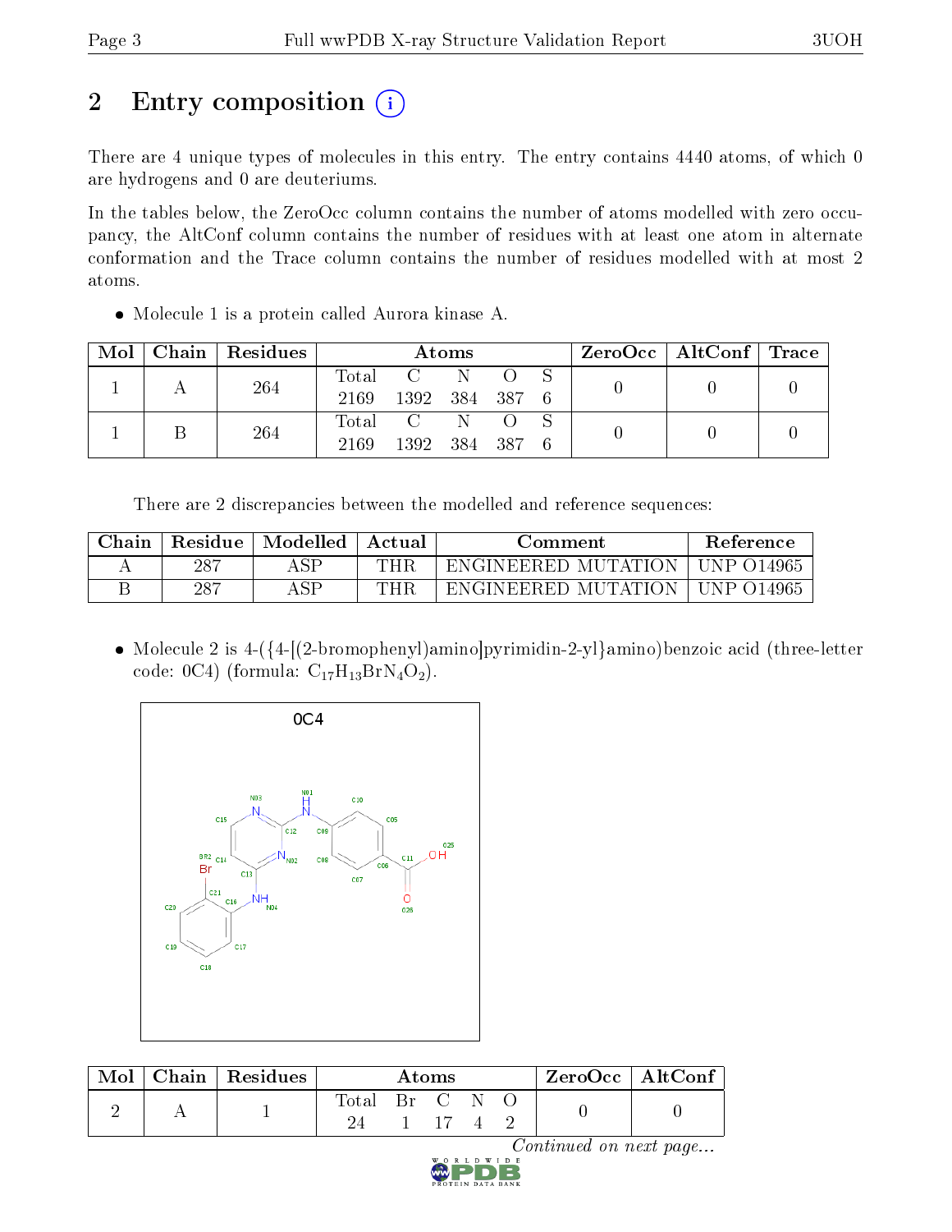# 2 Entry composition

There are 4 unique types of molecules in this entry. The entry contains 4440 atoms, of which 0 are hydrogens and 0 are deuteriums.

In the tables below, the ZeroOcc column contains the number of atoms modelled with zero occupancy, the AltConf column contains the number of residues with at least one atom in alternate conformation and the Trace column contains the number of residues modelled with at most 2 atoms.

- Molecule 1 is a protein called Aurora kinase A.

| Mol | Chain | Residues | Atoms | | | | | ZeroOcc | AltConf | Trace |
|---|---|---|---|---|---|---|---|---|---|---|
| 1 | A | 264 | Total 2169 | C 1392 | N 384 | O 387 | S 6 | 0 | 0 | 0 |
| 1 | B | 264 | Total 2169 | C 1392 | N 384 | O 387 | S 6 | 0 | 0 | 0 |

There are 2 discrepancies between the modelled and reference sequences:

| Chain | Residue | Modelled | Actual | Comment | Reference |
|---|---|---|---|---|---|
| A | 287 | ASP | THR | ENGINEERED MUTATION | UNP O14965 |
| B | 287 | ASP | THR | ENGINEERED MUTATION | UNP O14965 |

- Molecule 2 is 4-({4-[(2-bromophenyl)amino]pyrimidin-2-yl}amino)benzoic acid (three-letter code: 0C4) (formula: $C_{17}H_{13}BrN_4O_2$).

| Mol | Chain | Residues | Atoms | | | | | ZeroOcc | AltConf |
|---|---|---|---|---|---|---|---|---|---|
| 2 | A | 1 | Total 24 | Br 1 | C 17 | N 4 | O 2 | 0 | 0 |

*Continued on next page...*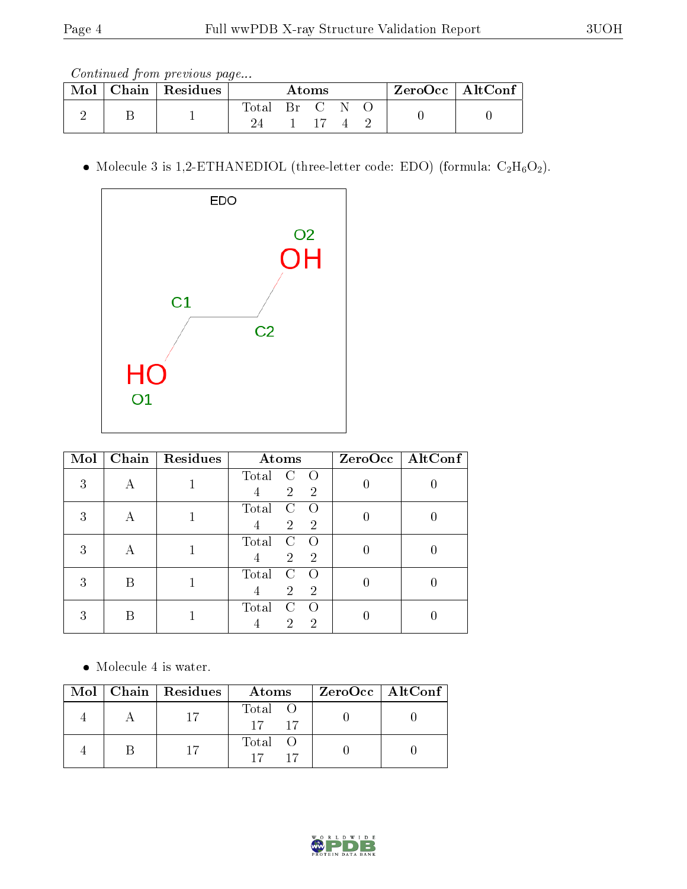*Continued from previous page...*

| Mol | Chain | Residues | Atoms | | | | | ZeroOcc | AltConf |
|---|---|---|---|---|---|---|---|---|---|
| | | | Total | Br | C | N | O | | |
| 2 | B | 1 | 24 | 1 | 17 | 4 | 2 | 0 | 0 |

- Molecule 3 is 1,2-ETHANEDIOL (three-letter code: EDO) (formula: $C_2H_6O_2$).

| Mol | Chain | Residues | Atoms | | | ZeroOcc | AltConf |
|---|---|---|---|---|---|---|---|
| | | | Total | C | O | | |
| 3 | A | 1 | 4 | 2 | 2 | 0 | 0 |
| 3 | A | 1 | 4 | 2 | 2 | 0 | 0 |
| 3 | A | 1 | 4 | 2 | 2 | 0 | 0 |
| 3 | B | 1 | 4 | 2 | 2 | 0 | 0 |
| 3 | B | 1 | 4 | 2 | 2 | 0 | 0 |

- Molecule 4 is water.

| Mol | Chain | Residues | Atoms | | ZeroOcc | AltConf |
|---|---|---|---|---|---|---|
| | | | Total | O | | |
| 4 | A | 17 | 17 | 17 | 0 | 0 |
| 4 | B | 17 | 17 | 17 | 0 | 0 |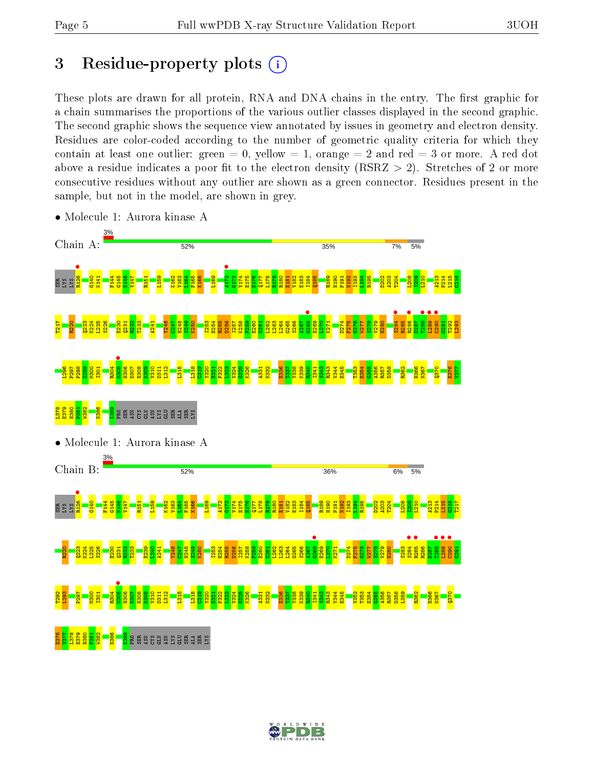# 3 Residue-property plots

These plots are drawn for all protein, RNA and DNA chains in the entry. The first graphic for a chain summarises the proportions of the various outlier classes displayed in the second graphic. The second graphic shows the sequence view annotated by issues in geometry and electron density. Residues are color-coded according to the number of geometric quality criteria for which they contain at least one outlier: green = 0, yellow = 1, orange = 2 and red = 3 or more. A red dot above a residue indicates a poor fit to the electron density (RSRZ > 2). Stretches of 2 or more consecutive residues without any outlier are shown as a green connector. Residues present in the sample, but not in the model, are shown in grey.

- Molecule 1: Aurora kinase A

Chain A: 3% | 52% | 35% | 7% | 5%

SER LYS LYS R126 G140 K141 F144 G145 N146 V147 R151 L159 K162 V163 L164 F165 K166 L169 A172 G173 V174 E175 H176 Q177 L178 R179 R180 E181 V182 E183 I184 Q185 R189 H190 P191 N192 I193 L194 R195 D202 A203 T204 L208 I209 L210 A213 P214 L215 G216 T217 R220 Q223 K224 L225 S226 E230 Q231 R232 T233 A241 Y246 C247 H248 S249 K250 I253 H254 R255 D256 I257 K258 P259 E260 N261 L262 L263 L264 G265 S266 A267 G268 E269 L270 K271 D274 F275 G276 W277 S278 V279 H280 S284 R285 R286 D287 T288 L289 C290 G291 T292 L293 L296 P297 P298 E299 M300 I301 R304 M305 H306 D307 E308 K309 V310 D311 L312 L315 L318 C319 Y320 E321 F322 L323 V324 G325 K326 A331 N332 E336 T337 Y338 K339 R340 I341 S342 R343 V344 E345 T353 E354 G355 A356 R357 D358 R362 H366 N367 Q370 E376 V377 L378 E379 H380 P381 W382 N386 K389 PRO SER ASN CYS GLN ASN LYS GLU SER ALA SER LYS

- Molecule 1: Aurora kinase A

Chain B: 3% | 52% | 36% | 6% | 5%

SER LYS LYS R126 G140 F144 G145 N146 V147 R151 L159 K162 V163 L164 F165 K166 L169 A172 G173 V174 E175 H176 Q177 L178 R179 R180 E181 V182 E183 I184 Q185 R189 H190 P191 N192 I193 L194 R195 D202 A203 T204 L208 I209 L210 A213 P214 L215 G216 T217 R220 Q223 K224 L225 S226 E230 Q231 R232 T233 E239 L240 A241 Y246 C247 H248 S249 K250 I253 H254 R255 D256 I257 K258 P259 E260 N261 L262 L263 L264 G265 S266 A267 G268 E269 L270 K271 D274 F275 G276 W277 S278 V279 H280 S283 S284 R285 R286 D287 T288 L289 C290 G291 T292 L293 P297 M300 I301 R304 M305 H306 D307 E308 K309 V310 D311 L312 L315 L318 C319 Y320 E321 F322 L323 V324 G325 K326 A331 N332 E336 T337 Y338 K339 R340 I341 S342 R343 V344 E345 V352 T353 E354 G355 A356 R357 D358 L359 R362 H366 N367 Q370 E376 V377 L378 E379 H380 P381 W382 N386 K389 PRO SER ASN CYS GLN ASN LYS GLU SER ALA SER LYS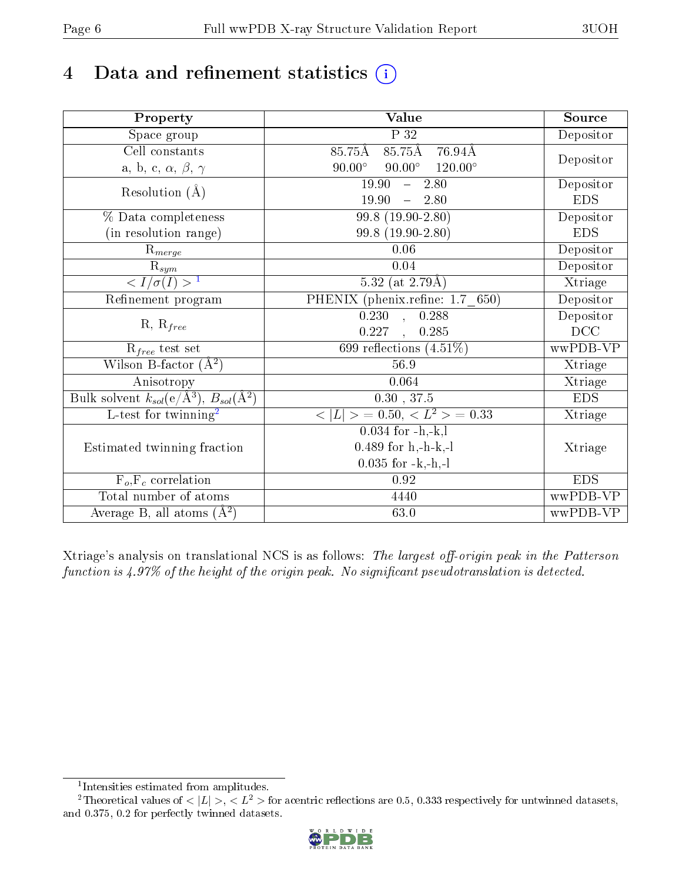# 4 Data and refinement statistics (i)

| Property | Value | Source |
|---|---|---|
| Space group | P 32 | Depositor |
| Cell constants<br>a, b, c, $\alpha$, $\beta$, $\gamma$ | 85.75Å 85.75Å 76.94Å<br>90.00° 90.00° 120.00° | Depositor |
| Resolution (Å) | 19.90 – 2.80<br>19.90 – 2.80 | Depositor<br>EDS |
| % Data completeness<br>(in resolution range) | 99.8 (19.90-2.80)<br>99.8 (19.90-2.80) | Depositor<br>EDS |
| $R_{merge}$ | 0.06 | Depositor |
| $R_{sym}$ | 0.04 | Depositor |
| $< I/\sigma(I) >$ [1] | 5.32 (at 2.79Å) | Xtriage |
| Refinement program | PHENIX (phenix.refine: 1.7_650) | Depositor |
| R, $R_{free}$ | 0.230 , 0.288<br>0.227 , 0.285 | Depositor<br>DCC |
| $R_{free}$ test set | 699 reflections (4.51%) | wwPDB-VP |
| Wilson B-factor (Å$^2$) | 56.9 | Xtriage |
| Anisotropy | 0.064 | Xtriage |
| Bulk solvent $k_{sol}$(e/Å$^3$), $B_{sol}$(Å$^2$) | 0.30 , 37.5 | EDS |
| L-test for twinning[2] | $< \|L\| > = 0.50$, $< L^2 > = 0.33$ | Xtriage |
| Estimated twinning fraction | 0.034 for -h,-k,l<br>0.489 for h,-h-k,-l<br>0.035 for -k,-h,-l | Xtriage |
| $F_o$,$F_c$ correlation | 0.92 | EDS |
| Total number of atoms | 4440 | wwPDB-VP |
| Average B, all atoms (Å$^2$) | 63.0 | wwPDB-VP |

Xtriage's analysis on translational NCS is as follows: *The largest off-origin peak in the Patterson function is 4.97% of the height of the origin peak. No significant pseudotranslation is detected.*

[1] Intensities estimated from amplitudes.

[2] Theoretical values of $< |L| >$, $< L^2 >$ for acentric reflections are 0.5, 0.333 respectively for untwinned datasets, and 0.375, 0.2 for perfectly twinned datasets.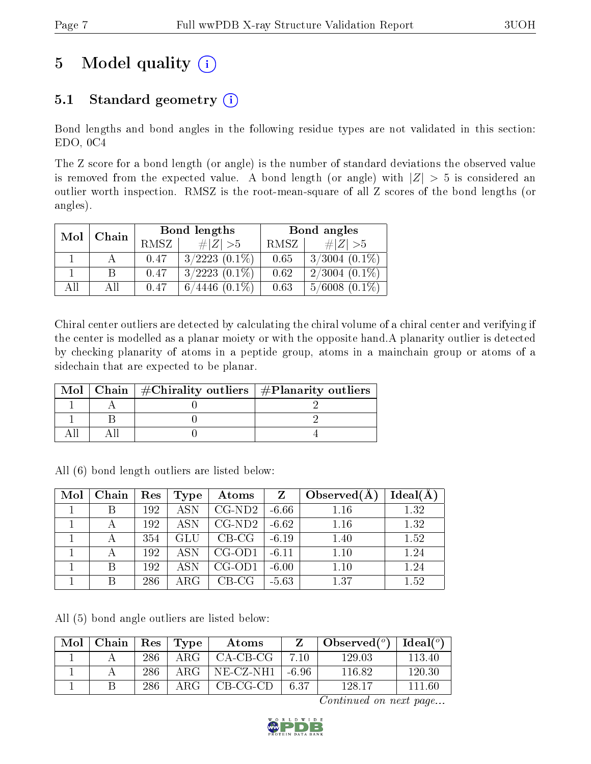# 5 Model quality

## 5.1 Standard geometry

Bond lengths and bond angles in the following residue types are not validated in this section: EDO, 0C4

The Z score for a bond length (or angle) is the number of standard deviations the observed value is removed from the expected value. A bond length (or angle) with $|Z| > 5$ is considered an outlier worth inspection. RMSZ is the root-mean-square of all Z scores of the bond lengths (or angles).

| Mol | Chain | Bond lengths | | Bond angles | |
|---|---|---|---|---|---|
| | | RMSZ | #$\|Z\|$ >5 | RMSZ | #$\|Z\|$ >5 |
| 1 | A | 0.47 | 3/2223 (0.1%) | 0.65 | 3/3004 (0.1%) |
| 1 | B | 0.47 | 3/2223 (0.1%) | 0.62 | 2/3004 (0.1%) |
| All | All | 0.47 | 6/4446 (0.1%) | 0.63 | 5/6008 (0.1%) |

Chiral center outliers are detected by calculating the chiral volume of a chiral center and verifying if the center is modelled as a planar moiety or with the opposite hand.A planarity outlier is detected by checking planarity of atoms in a peptide group, atoms in a mainchain group or atoms of a sidechain that are expected to be planar.

| Mol | Chain | #Chirality outliers | #Planarity outliers |
|---|---|---|---|
| 1 | A | 0 | 2 |
| 1 | B | 0 | 2 |
| All | All | 0 | 4 |

All (6) bond length outliers are listed below:

| Mol | Chain | Res | Type | Atoms | Z | Observed(Å) | Ideal(Å) |
|---|---|---|---|---|---|---|---|
| 1 | B | 192 | ASN | CG-ND2 | -6.66 | 1.16 | 1.32 |
| 1 | A | 192 | ASN | CG-ND2 | -6.62 | 1.16 | 1.32 |
| 1 | A | 354 | GLU | CB-CG | -6.19 | 1.40 | 1.52 |
| 1 | A | 192 | ASN | CG-OD1 | -6.11 | 1.10 | 1.24 |
| 1 | B | 192 | ASN | CG-OD1 | -6.00 | 1.10 | 1.24 |
| 1 | B | 286 | ARG | CB-CG | -5.63 | 1.37 | 1.52 |

All (5) bond angle outliers are listed below:

| Mol | Chain | Res | Type | Atoms | Z | Observed(°) | Ideal(°) |
|---|---|---|---|---|---|---|---|
| 1 | A | 286 | ARG | CA-CB-CG | 7.10 | 129.03 | 113.40 |
| 1 | A | 286 | ARG | NE-CZ-NH1 | -6.96 | 116.82 | 120.30 |
| 1 | B | 286 | ARG | CB-CG-CD | 6.37 | 128.17 | 111.60 |

*Continued on next page...*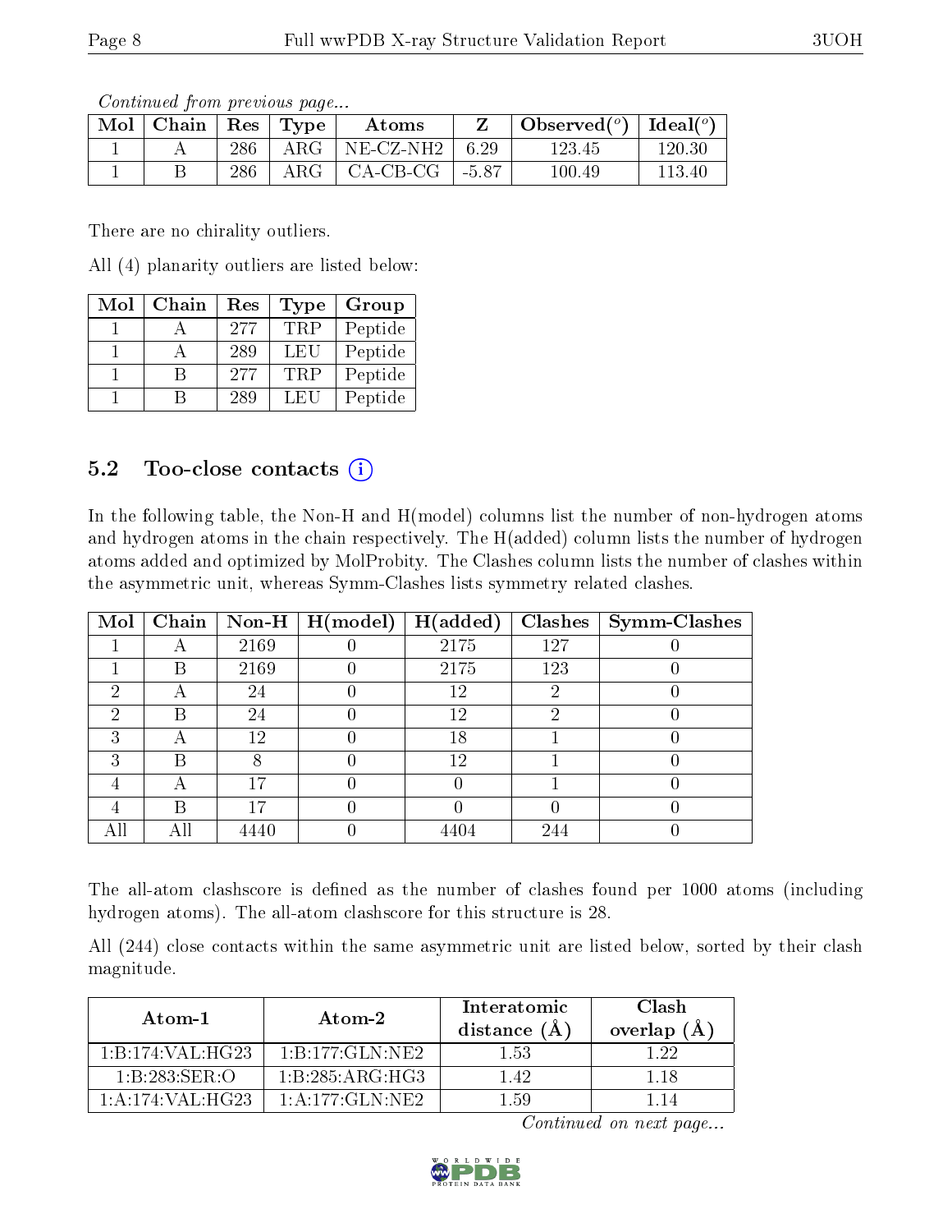*Continued from previous page...*

| Mol | Chain | Res | Type | Atoms | Z | Observed(°) | Ideal(°) |
|---|---|---|---|---|---|---|---|
| 1 | A | 286 | ARG | NE-CZ-NH2 | 6.29 | 123.45 | 120.30 |
| 1 | B | 286 | ARG | CA-CB-CG | -5.87 | 100.49 | 113.40 |

There are no chirality outliers.

All (4) planarity outliers are listed below:

| Mol | Chain | Res | Type | Group |
|---|---|---|---|---|
| 1 | A | 277 | TRP | Peptide |
| 1 | A | 289 | LEU | Peptide |
| 1 | B | 277 | TRP | Peptide |
| 1 | B | 289 | LEU | Peptide |

### 5.2 Too-close contacts

In the following table, the Non-H and H(model) columns list the number of non-hydrogen atoms and hydrogen atoms in the chain respectively. The H(added) column lists the number of hydrogen atoms added and optimized by MolProbity. The Clashes column lists the number of clashes within the asymmetric unit, whereas Symm-Clashes lists symmetry related clashes.

| Mol | Chain | Non-H | H(model) | H(added) | Clashes | Symm-Clashes |
|---|---|---|---|---|---|---|
| 1 | A | 2169 | 0 | 2175 | 127 | 0 |
| 1 | B | 2169 | 0 | 2175 | 123 | 0 |
| 2 | A | 24 | 0 | 12 | 2 | 0 |
| 2 | B | 24 | 0 | 12 | 2 | 0 |
| 3 | A | 12 | 0 | 18 | 1 | 0 |
| 3 | B | 8 | 0 | 12 | 1 | 0 |
| 4 | A | 17 | 0 | 0 | 1 | 0 |
| 4 | B | 17 | 0 | 0 | 0 | 0 |
| All | All | 4440 | 0 | 4404 | 244 | 0 |

The all-atom clashscore is defined as the number of clashes found per 1000 atoms (including hydrogen atoms). The all-atom clashscore for this structure is 28.

All (244) close contacts within the same asymmetric unit are listed below, sorted by their clash magnitude.

| Atom-1 | Atom-2 | Interatomic distance (Å) | Clash overlap (Å) |
|---|---|---|---|
| 1:B:174:VAL:HG23 | 1:B:177:GLN:NE2 | 1.53 | 1.22 |
| 1:B:283:SER:O | 1:B:285:ARG:HG3 | 1.42 | 1.18 |
| 1:A:174:VAL:HG23 | 1:A:177:GLN:NE2 | 1.59 | 1.14 |

*Continued on next page...*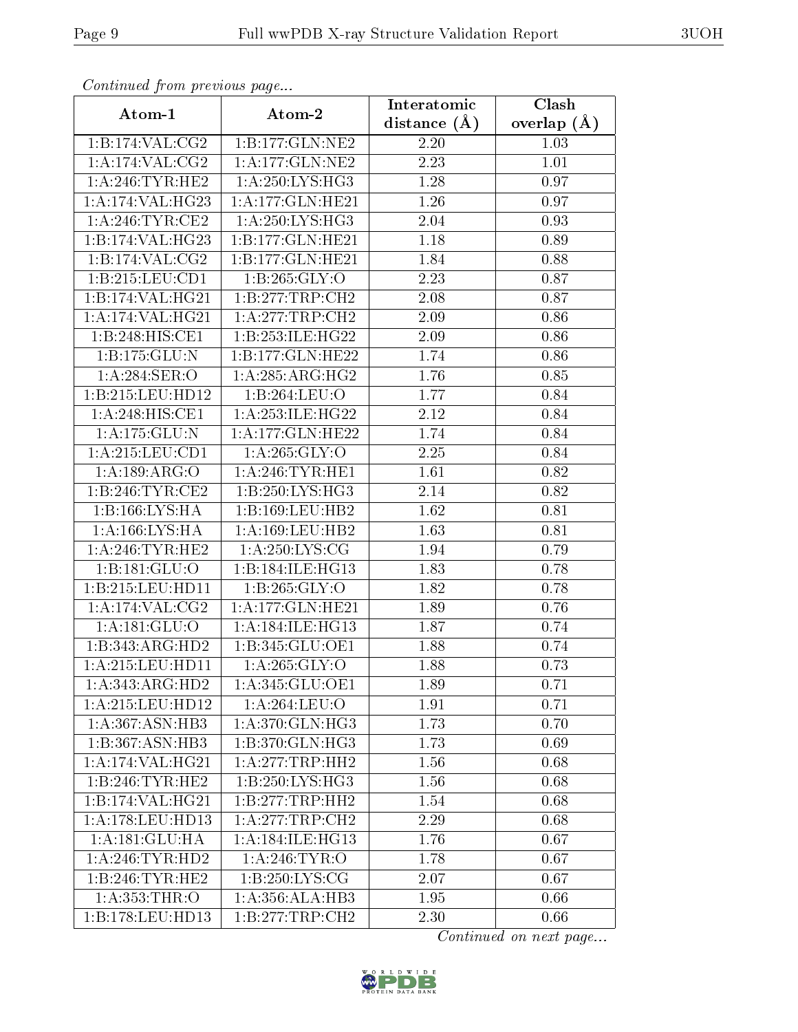*Continued from previous page...*

| Atom-1 | Atom-2 | Interatomic distance (Å) | Clash overlap (Å) |
| --- | --- | --- | --- |
| 1:B:174:VAL:CG2 | 1:B:177:GLN:NE2 | 2.20 | 1.03 |
| 1:A:174:VAL:CG2 | 1:A:177:GLN:NE2 | 2.23 | 1.01 |
| 1:A:246:TYR:HE2 | 1:A:250:LYS:HG3 | 1.28 | 0.97 |
| 1:A:174:VAL:HG23 | 1:A:177:GLN:HE21 | 1.26 | 0.97 |
| 1:A:246:TYR:CE2 | 1:A:250:LYS:HG3 | 2.04 | 0.93 |
| 1:B:174:VAL:HG23 | 1:B:177:GLN:HE21 | 1.18 | 0.89 |
| 1:B:174:VAL:CG2 | 1:B:177:GLN:HE21 | 1.84 | 0.88 |
| 1:B:215:LEU:CD1 | 1:B:265:GLY:O | 2.23 | 0.87 |
| 1:B:174:VAL:HG21 | 1:B:277:TRP:CH2 | 2.08 | 0.87 |
| 1:A:174:VAL:HG21 | 1:A:277:TRP:CH2 | 2.09 | 0.86 |
| 1:B:248:HIS:CE1 | 1:B:253:ILE:HG22 | 2.09 | 0.86 |
| 1:B:175:GLU:N | 1:B:177:GLN:HE22 | 1.74 | 0.86 |
| 1:A:284:SER:O | 1:A:285:ARG:HG2 | 1.76 | 0.85 |
| 1:B:215:LEU:HD12 | 1:B:264:LEU:O | 1.77 | 0.84 |
| 1:A:248:HIS:CE1 | 1:A:253:ILE:HG22 | 2.12 | 0.84 |
| 1:A:175:GLU:N | 1:A:177:GLN:HE22 | 1.74 | 0.84 |
| 1:A:215:LEU:CD1 | 1:A:265:GLY:O | 2.25 | 0.84 |
| 1:A:189:ARG:O | 1:A:246:TYR:HE1 | 1.61 | 0.82 |
| 1:B:246:TYR:CE2 | 1:B:250:LYS:HG3 | 2.14 | 0.82 |
| 1:B:166:LYS:HA | 1:B:169:LEU:HB2 | 1.62 | 0.81 |
| 1:A:166:LYS:HA | 1:A:169:LEU:HB2 | 1.63 | 0.81 |
| 1:A:246:TYR:HE2 | 1:A:250:LYS:CG | 1.94 | 0.79 |
| 1:B:181:GLU:O | 1:B:184:ILE:HG13 | 1.83 | 0.78 |
| 1:B:215:LEU:HD11 | 1:B:265:GLY:O | 1.82 | 0.78 |
| 1:A:174:VAL:CG2 | 1:A:177:GLN:HE21 | 1.89 | 0.76 |
| 1:A:181:GLU:O | 1:A:184:ILE:HG13 | 1.87 | 0.74 |
| 1:B:343:ARG:HD2 | 1:B:345:GLU:OE1 | 1.88 | 0.74 |
| 1:A:215:LEU:HD11 | 1:A:265:GLY:O | 1.88 | 0.73 |
| 1:A:343:ARG:HD2 | 1:A:345:GLU:OE1 | 1.89 | 0.71 |
| 1:A:215:LEU:HD12 | 1:A:264:LEU:O | 1.91 | 0.71 |
| 1:A:367:ASN:HB3 | 1:A:370:GLN:HG3 | 1.73 | 0.70 |
| 1:B:367:ASN:HB3 | 1:B:370:GLN:HG3 | 1.73 | 0.69 |
| 1:A:174:VAL:HG21 | 1:A:277:TRP:HH2 | 1.56 | 0.68 |
| 1:B:246:TYR:HE2 | 1:B:250:LYS:HG3 | 1.56 | 0.68 |
| 1:B:174:VAL:HG21 | 1:B:277:TRP:HH2 | 1.54 | 0.68 |
| 1:A:178:LEU:HD13 | 1:A:277:TRP:CH2 | 2.29 | 0.68 |
| 1:A:181:GLU:HA | 1:A:184:ILE:HG13 | 1.76 | 0.67 |
| 1:A:246:TYR:HD2 | 1:A:246:TYR:O | 1.78 | 0.67 |
| 1:B:246:TYR:HE2 | 1:B:250:LYS:CG | 2.07 | 0.67 |
| 1:A:353:THR:O | 1:A:356:ALA:HB3 | 1.95 | 0.66 |
| 1:B:178:LEU:HD13 | 1:B:277:TRP:CH2 | 2.30 | 0.66 |

*Continued on next page...*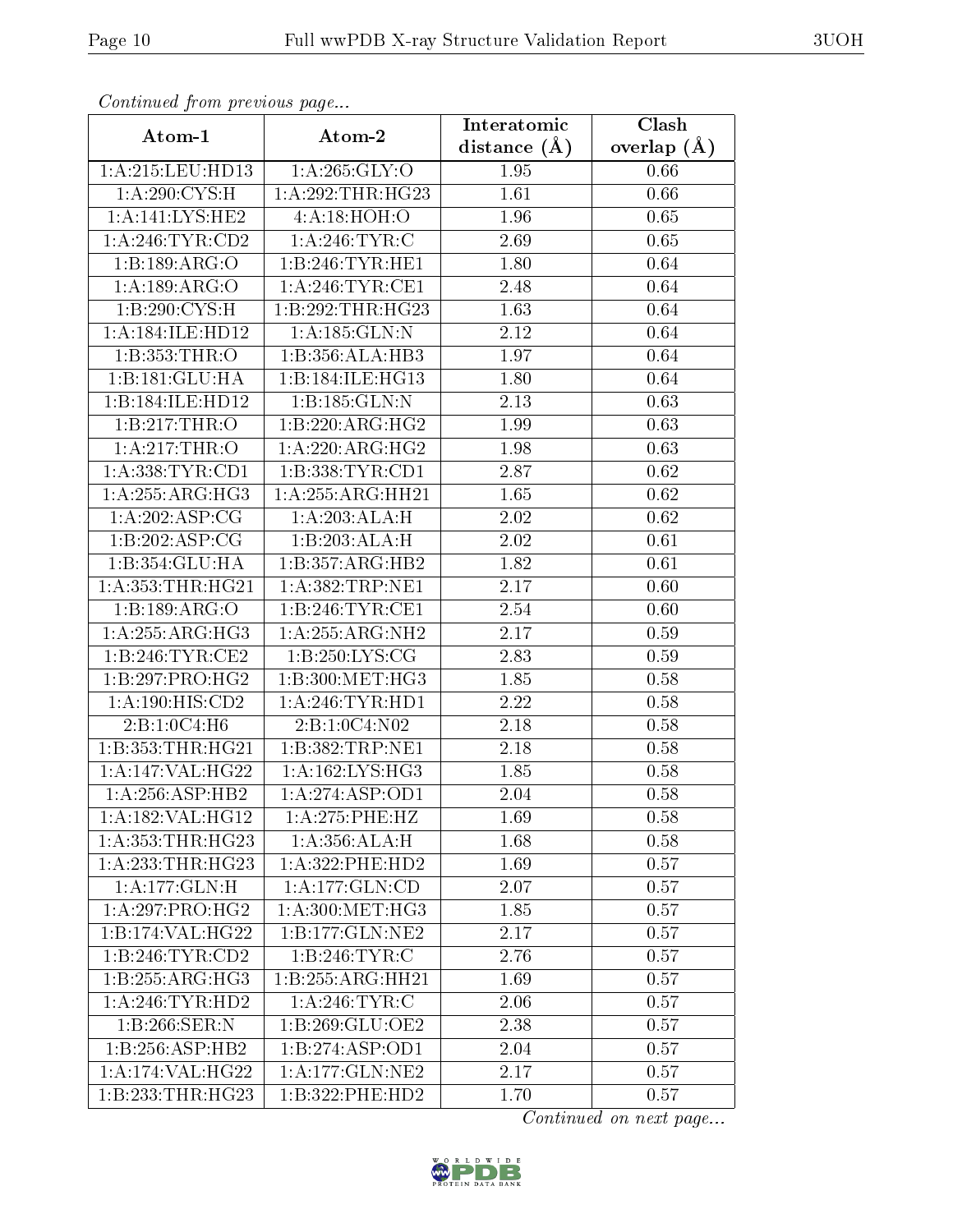*Continued from previous page...*

| Atom-1 | Atom-2 | Interatomic distance (Å) | Clash overlap (Å) |
|---|---|---|---|
| 1:A:215:LEU:HD13 | 1:A:265:GLY:O | 1.95 | 0.66 |
| 1:A:290:CYS:H | 1:A:292:THR:HG23 | 1.61 | 0.66 |
| 1:A:141:LYS:HE2 | 4:A:18:HOH:O | 1.96 | 0.65 |
| 1:A:246:TYR:CD2 | 1:A:246:TYR:C | 2.69 | 0.65 |
| 1:B:189:ARG:O | 1:B:246:TYR:HE1 | 1.80 | 0.64 |
| 1:A:189:ARG:O | 1:A:246:TYR:CE1 | 2.48 | 0.64 |
| 1:B:290:CYS:H | 1:B:292:THR:HG23 | 1.63 | 0.64 |
| 1:A:184:ILE:HD12 | 1:A:185:GLN:N | 2.12 | 0.64 |
| 1:B:353:THR:O | 1:B:356:ALA:HB3 | 1.97 | 0.64 |
| 1:B:181:GLU:HA | 1:B:184:ILE:HG13 | 1.80 | 0.64 |
| 1:B:184:ILE:HD12 | 1:B:185:GLN:N | 2.13 | 0.63 |
| 1:B:217:THR:O | 1:B:220:ARG:HG2 | 1.99 | 0.63 |
| 1:A:217:THR:O | 1:A:220:ARG:HG2 | 1.98 | 0.63 |
| 1:A:338:TYR:CD1 | 1:B:338:TYR:CD1 | 2.87 | 0.62 |
| 1:A:255:ARG:HG3 | 1:A:255:ARG:HH21 | 1.65 | 0.62 |
| 1:A:202:ASP:CG | 1:A:203:ALA:H | 2.02 | 0.62 |
| 1:B:202:ASP:CG | 1:B:203:ALA:H | 2.02 | 0.61 |
| 1:B:354:GLU:HA | 1:B:357:ARG:HB2 | 1.82 | 0.61 |
| 1:A:353:THR:HG21 | 1:A:382:TRP:NE1 | 2.17 | 0.60 |
| 1:B:189:ARG:O | 1:B:246:TYR:CE1 | 2.54 | 0.60 |
| 1:A:255:ARG:HG3 | 1:A:255:ARG:NH2 | 2.17 | 0.59 |
| 1:B:246:TYR:CE2 | 1:B:250:LYS:CG | 2.83 | 0.59 |
| 1:B:297:PRO:HG2 | 1:B:300:MET:HG3 | 1.85 | 0.58 |
| 1:A:190:HIS:CD2 | 1:A:246:TYR:HD1 | 2.22 | 0.58 |
| 2:B:1:0C4:H6 | 2:B:1:0C4:N02 | 2.18 | 0.58 |
| 1:B:353:THR:HG21 | 1:B:382:TRP:NE1 | 2.18 | 0.58 |
| 1:A:147:VAL:HG22 | 1:A:162:LYS:HG3 | 1.85 | 0.58 |
| 1:A:256:ASP:HB2 | 1:A:274:ASP:OD1 | 2.04 | 0.58 |
| 1:A:182:VAL:HG12 | 1:A:275:PHE:HZ | 1.69 | 0.58 |
| 1:A:353:THR:HG23 | 1:A:356:ALA:H | 1.68 | 0.58 |
| 1:A:233:THR:HG23 | 1:A:322:PHE:HD2 | 1.69 | 0.57 |
| 1:A:177:GLN:H | 1:A:177:GLN:CD | 2.07 | 0.57 |
| 1:A:297:PRO:HG2 | 1:A:300:MET:HG3 | 1.85 | 0.57 |
| 1:B:174:VAL:HG22 | 1:B:177:GLN:NE2 | 2.17 | 0.57 |
| 1:B:246:TYR:CD2 | 1:B:246:TYR:C | 2.76 | 0.57 |
| 1:B:255:ARG:HG3 | 1:B:255:ARG:HH21 | 1.69 | 0.57 |
| 1:A:246:TYR:HD2 | 1:A:246:TYR:C | 2.06 | 0.57 |
| 1:B:266:SER:N | 1:B:269:GLU:OE2 | 2.38 | 0.57 |
| 1:B:256:ASP:HB2 | 1:B:274:ASP:OD1 | 2.04 | 0.57 |
| 1:A:174:VAL:HG22 | 1:A:177:GLN:NE2 | 2.17 | 0.57 |
| 1:B:233:THR:HG23 | 1:B:322:PHE:HD2 | 1.70 | 0.57 |

*Continued on next page...*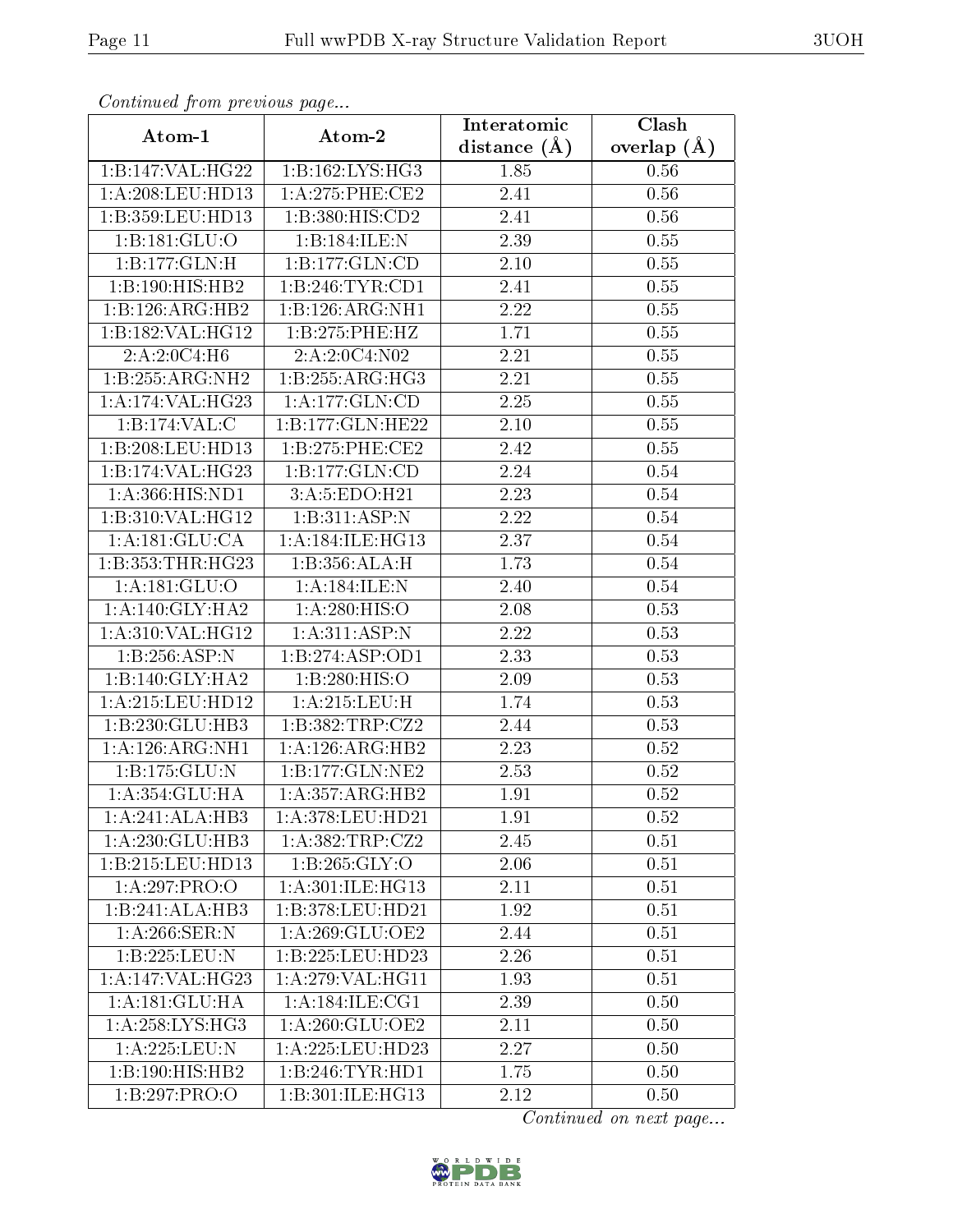*Continued from previous page...*

| Atom-1 | Atom-2 | Interatomic distance (Å) | Clash overlap (Å) |
|---|---|---|---|
| 1:B:147:VAL:HG22 | 1:B:162:LYS:HG3 | 1.85 | 0.56 |
| 1:A:208:LEU:HD13 | 1:A:275:PHE:CE2 | 2.41 | 0.56 |
| 1:B:359:LEU:HD13 | 1:B:380:HIS:CD2 | 2.41 | 0.56 |
| 1:B:181:GLU:O | 1:B:184:ILE:N | 2.39 | 0.55 |
| 1:B:177:GLN:H | 1:B:177:GLN:CD | 2.10 | 0.55 |
| 1:B:190:HIS:HB2 | 1:B:246:TYR:CD1 | 2.41 | 0.55 |
| 1:B:126:ARG:HB2 | 1:B:126:ARG:NH1 | 2.22 | 0.55 |
| 1:B:182:VAL:HG12 | 1:B:275:PHE:HZ | 1.71 | 0.55 |
| 2:A:2:0C4:H6 | 2:A:2:0C4:N02 | 2.21 | 0.55 |
| 1:B:255:ARG:NH2 | 1:B:255:ARG:HG3 | 2.21 | 0.55 |
| 1:A:174:VAL:HG23 | 1:A:177:GLN:CD | 2.25 | 0.55 |
| 1:B:174:VAL:C | 1:B:177:GLN:HE22 | 2.10 | 0.55 |
| 1:B:208:LEU:HD13 | 1:B:275:PHE:CE2 | 2.42 | 0.55 |
| 1:B:174:VAL:HG23 | 1:B:177:GLN:CD | 2.24 | 0.54 |
| 1:A:366:HIS:ND1 | 3:A:5:EDO:H21 | 2.23 | 0.54 |
| 1:B:310:VAL:HG12 | 1:B:311:ASP:N | 2.22 | 0.54 |
| 1:A:181:GLU:CA | 1:A:184:ILE:HG13 | 2.37 | 0.54 |
| 1:B:353:THR:HG23 | 1:B:356:ALA:H | 1.73 | 0.54 |
| 1:A:181:GLU:O | 1:A:184:ILE:N | 2.40 | 0.54 |
| 1:A:140:GLY:HA2 | 1:A:280:HIS:O | 2.08 | 0.53 |
| 1:A:310:VAL:HG12 | 1:A:311:ASP:N | 2.22 | 0.53 |
| 1:B:256:ASP:N | 1:B:274:ASP:OD1 | 2.33 | 0.53 |
| 1:B:140:GLY:HA2 | 1:B:280:HIS:O | 2.09 | 0.53 |
| 1:A:215:LEU:HD12 | 1:A:215:LEU:H | 1.74 | 0.53 |
| 1:B:230:GLU:HB3 | 1:B:382:TRP:CZ2 | 2.44 | 0.53 |
| 1:A:126:ARG:NH1 | 1:A:126:ARG:HB2 | 2.23 | 0.52 |
| 1:B:175:GLU:N | 1:B:177:GLN:NE2 | 2.53 | 0.52 |
| 1:A:354:GLU:HA | 1:A:357:ARG:HB2 | 1.91 | 0.52 |
| 1:A:241:ALA:HB3 | 1:A:378:LEU:HD21 | 1.91 | 0.52 |
| 1:A:230:GLU:HB3 | 1:A:382:TRP:CZ2 | 2.45 | 0.51 |
| 1:B:215:LEU:HD13 | 1:B:265:GLY:O | 2.06 | 0.51 |
| 1:A:297:PRO:O | 1:A:301:ILE:HG13 | 2.11 | 0.51 |
| 1:B:241:ALA:HB3 | 1:B:378:LEU:HD21 | 1.92 | 0.51 |
| 1:A:266:SER:N | 1:A:269:GLU:OE2 | 2.44 | 0.51 |
| 1:B:225:LEU:N | 1:B:225:LEU:HD23 | 2.26 | 0.51 |
| 1:A:147:VAL:HG23 | 1:A:279:VAL:HG11 | 1.93 | 0.51 |
| 1:A:181:GLU:HA | 1:A:184:ILE:CG1 | 2.39 | 0.50 |
| 1:A:258:LYS:HG3 | 1:A:260:GLU:OE2 | 2.11 | 0.50 |
| 1:A:225:LEU:N | 1:A:225:LEU:HD23 | 2.27 | 0.50 |
| 1:B:190:HIS:HB2 | 1:B:246:TYR:HD1 | 1.75 | 0.50 |
| 1:B:297:PRO:O | 1:B:301:ILE:HG13 | 2.12 | 0.50 |

*Continued on next page...*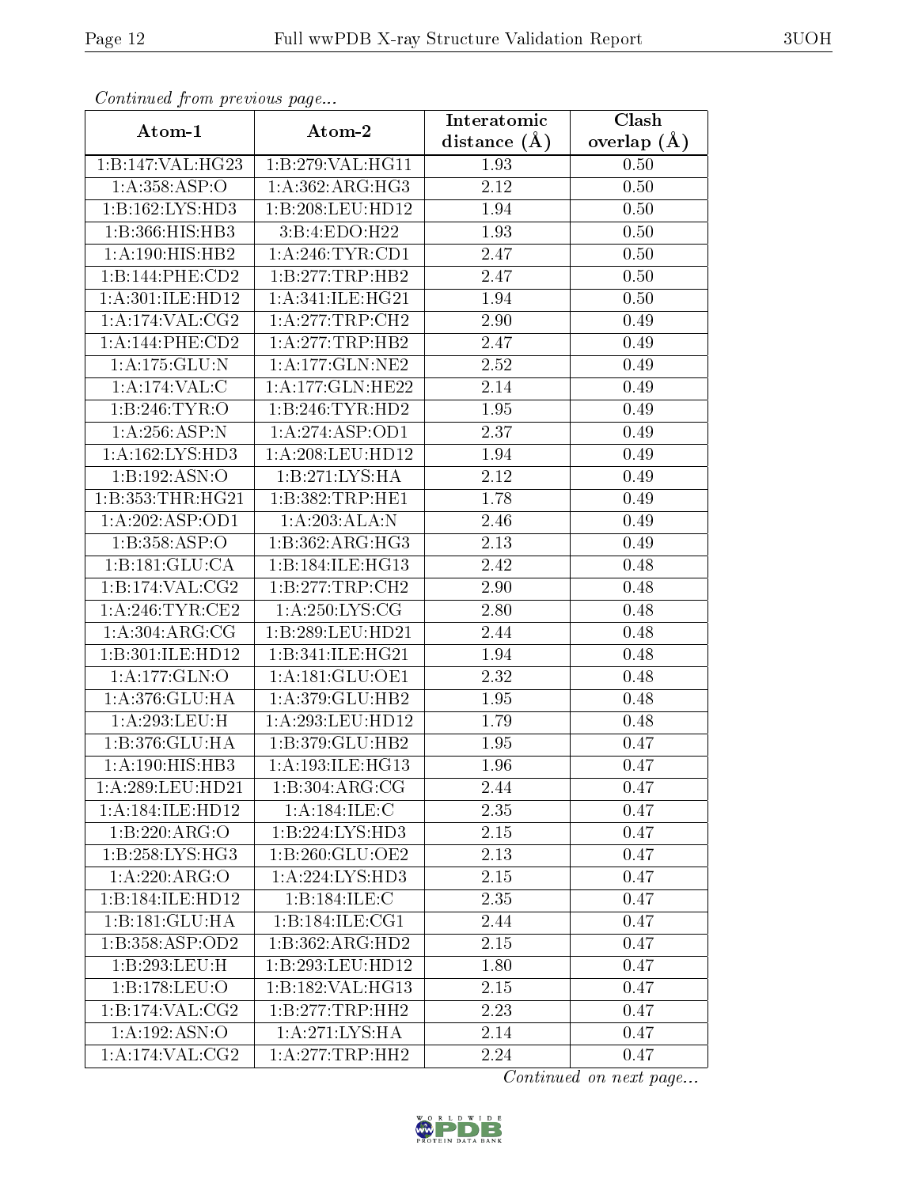*Continued from previous page...*

| Atom-1 | Atom-2 | Interatomic distance (Å) | Clash overlap (Å) |
|---|---|---|---|
| 1:B:147:VAL:HG23 | 1:B:279:VAL:HG11 | 1.93 | 0.50 |
| 1:A:358:ASP:O | 1:A:362:ARG:HG3 | 2.12 | 0.50 |
| 1:B:162:LYS:HD3 | 1:B:208:LEU:HD12 | 1.94 | 0.50 |
| 1:B:366:HIS:HB3 | 3:B:4:EDO:H22 | 1.93 | 0.50 |
| 1:A:190:HIS:HB2 | 1:A:246:TYR:CD1 | 2.47 | 0.50 |
| 1:B:144:PHE:CD2 | 1:B:277:TRP:HB2 | 2.47 | 0.50 |
| 1:A:301:ILE:HD12 | 1:A:341:ILE:HG21 | 1.94 | 0.50 |
| 1:A:174:VAL:CG2 | 1:A:277:TRP:CH2 | 2.90 | 0.49 |
| 1:A:144:PHE:CD2 | 1:A:277:TRP:HB2 | 2.47 | 0.49 |
| 1:A:175:GLU:N | 1:A:177:GLN:NE2 | 2.52 | 0.49 |
| 1:A:174:VAL:C | 1:A:177:GLN:HE22 | 2.14 | 0.49 |
| 1:B:246:TYR:O | 1:B:246:TYR:HD2 | 1.95 | 0.49 |
| 1:A:256:ASP:N | 1:A:274:ASP:OD1 | 2.37 | 0.49 |
| 1:A:162:LYS:HD3 | 1:A:208:LEU:HD12 | 1.94 | 0.49 |
| 1:B:192:ASN:O | 1:B:271:LYS:HA | 2.12 | 0.49 |
| 1:B:353:THR:HG21 | 1:B:382:TRP:HE1 | 1.78 | 0.49 |
| 1:A:202:ASP:OD1 | 1:A:203:ALA:N | 2.46 | 0.49 |
| 1:B:358:ASP:O | 1:B:362:ARG:HG3 | 2.13 | 0.49 |
| 1:B:181:GLU:CA | 1:B:184:ILE:HG13 | 2.42 | 0.48 |
| 1:B:174:VAL:CG2 | 1:B:277:TRP:CH2 | 2.90 | 0.48 |
| 1:A:246:TYR:CE2 | 1:A:250:LYS:CG | 2.80 | 0.48 |
| 1:A:304:ARG:CG | 1:B:289:LEU:HD21 | 2.44 | 0.48 |
| 1:B:301:ILE:HD12 | 1:B:341:ILE:HG21 | 1.94 | 0.48 |
| 1:A:177:GLN:O | 1:A:181:GLU:OE1 | 2.32 | 0.48 |
| 1:A:376:GLU:HA | 1:A:379:GLU:HB2 | 1.95 | 0.48 |
| 1:A:293:LEU:H | 1:A:293:LEU:HD12 | 1.79 | 0.48 |
| 1:B:376:GLU:HA | 1:B:379:GLU:HB2 | 1.95 | 0.47 |
| 1:A:190:HIS:HB3 | 1:A:193:ILE:HG13 | 1.96 | 0.47 |
| 1:A:289:LEU:HD21 | 1:B:304:ARG:CG | 2.44 | 0.47 |
| 1:A:184:ILE:HD12 | 1:A:184:ILE:C | 2.35 | 0.47 |
| 1:B:220:ARG:O | 1:B:224:LYS:HD3 | 2.15 | 0.47 |
| 1:B:258:LYS:HG3 | 1:B:260:GLU:OE2 | 2.13 | 0.47 |
| 1:A:220:ARG:O | 1:A:224:LYS:HD3 | 2.15 | 0.47 |
| 1:B:184:ILE:HD12 | 1:B:184:ILE:C | 2.35 | 0.47 |
| 1:B:181:GLU:HA | 1:B:184:ILE:CG1 | 2.44 | 0.47 |
| 1:B:358:ASP:OD2 | 1:B:362:ARG:HD2 | 2.15 | 0.47 |
| 1:B:293:LEU:H | 1:B:293:LEU:HD12 | 1.80 | 0.47 |
| 1:B:178:LEU:O | 1:B:182:VAL:HG13 | 2.15 | 0.47 |
| 1:B:174:VAL:CG2 | 1:B:277:TRP:HH2 | 2.23 | 0.47 |
| 1:A:192:ASN:O | 1:A:271:LYS:HA | 2.14 | 0.47 |
| 1:A:174:VAL:CG2 | 1:A:277:TRP:HH2 | 2.24 | 0.47 |

*Continued on next page...*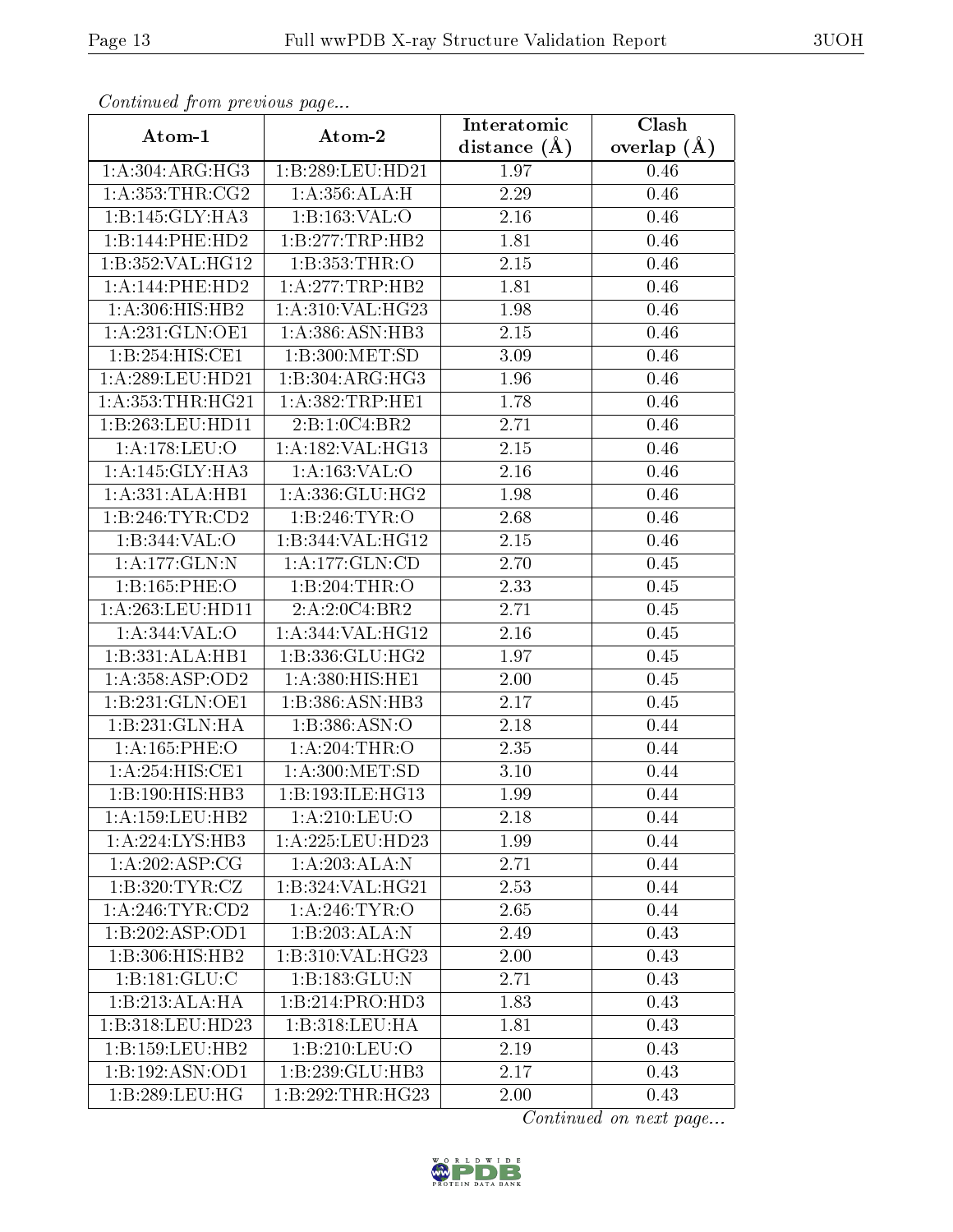*Continued from previous page...*

| Atom-1 | Atom-2 | Interatomic distance (Å) | Clash overlap (Å) |
|---|---|---|---|
| 1:A:304:ARG:HG3 | 1:B:289:LEU:HD21 | 1.97 | 0.46 |
| 1:A:353:THR:CG2 | 1:A:356:ALA:H | 2.29 | 0.46 |
| 1:B:145:GLY:HA3 | 1:B:163:VAL:O | 2.16 | 0.46 |
| 1:B:144:PHE:HD2 | 1:B:277:TRP:HB2 | 1.81 | 0.46 |
| 1:B:352:VAL:HG12 | 1:B:353:THR:O | 2.15 | 0.46 |
| 1:A:144:PHE:HD2 | 1:A:277:TRP:HB2 | 1.81 | 0.46 |
| 1:A:306:HIS:HB2 | 1:A:310:VAL:HG23 | 1.98 | 0.46 |
| 1:A:231:GLN:OE1 | 1:A:386:ASN:HB3 | 2.15 | 0.46 |
| 1:B:254:HIS:CE1 | 1:B:300:MET:SD | 3.09 | 0.46 |
| 1:A:289:LEU:HD21 | 1:B:304:ARG:HG3 | 1.96 | 0.46 |
| 1:A:353:THR:HG21 | 1:A:382:TRP:HE1 | 1.78 | 0.46 |
| 1:B:263:LEU:HD11 | 2:B:1:0C4:BR2 | 2.71 | 0.46 |
| 1:A:178:LEU:O | 1:A:182:VAL:HG13 | 2.15 | 0.46 |
| 1:A:145:GLY:HA3 | 1:A:163:VAL:O | 2.16 | 0.46 |
| 1:A:331:ALA:HB1 | 1:A:336:GLU:HG2 | 1.98 | 0.46 |
| 1:B:246:TYR:CD2 | 1:B:246:TYR:O | 2.68 | 0.46 |
| 1:B:344:VAL:O | 1:B:344:VAL:HG12 | 2.15 | 0.46 |
| 1:A:177:GLN:N | 1:A:177:GLN:CD | 2.70 | 0.45 |
| 1:B:165:PHE:O | 1:B:204:THR:O | 2.33 | 0.45 |
| 1:A:263:LEU:HD11 | 2:A:2:0C4:BR2 | 2.71 | 0.45 |
| 1:A:344:VAL:O | 1:A:344:VAL:HG12 | 2.16 | 0.45 |
| 1:B:331:ALA:HB1 | 1:B:336:GLU:HG2 | 1.97 | 0.45 |
| 1:A:358:ASP:OD2 | 1:A:380:HIS:HE1 | 2.00 | 0.45 |
| 1:B:231:GLN:OE1 | 1:B:386:ASN:HB3 | 2.17 | 0.45 |
| 1:B:231:GLN:HA | 1:B:386:ASN:O | 2.18 | 0.44 |
| 1:A:165:PHE:O | 1:A:204:THR:O | 2.35 | 0.44 |
| 1:A:254:HIS:CE1 | 1:A:300:MET:SD | 3.10 | 0.44 |
| 1:B:190:HIS:HB3 | 1:B:193:ILE:HG13 | 1.99 | 0.44 |
| 1:A:159:LEU:HB2 | 1:A:210:LEU:O | 2.18 | 0.44 |
| 1:A:224:LYS:HB3 | 1:A:225:LEU:HD23 | 1.99 | 0.44 |
| 1:A:202:ASP:CG | 1:A:203:ALA:N | 2.71 | 0.44 |
| 1:B:320:TYR:CZ | 1:B:324:VAL:HG21 | 2.53 | 0.44 |
| 1:A:246:TYR:CD2 | 1:A:246:TYR:O | 2.65 | 0.44 |
| 1:B:202:ASP:OD1 | 1:B:203:ALA:N | 2.49 | 0.43 |
| 1:B:306:HIS:HB2 | 1:B:310:VAL:HG23 | 2.00 | 0.43 |
| 1:B:181:GLU:C | 1:B:183:GLU:N | 2.71 | 0.43 |
| 1:B:213:ALA:HA | 1:B:214:PRO:HD3 | 1.83 | 0.43 |
| 1:B:318:LEU:HD23 | 1:B:318:LEU:HA | 1.81 | 0.43 |
| 1:B:159:LEU:HB2 | 1:B:210:LEU:O | 2.19 | 0.43 |
| 1:B:192:ASN:OD1 | 1:B:239:GLU:HB3 | 2.17 | 0.43 |
| 1:B:289:LEU:HG | 1:B:292:THR:HG23 | 2.00 | 0.43 |

*Continued on next page...*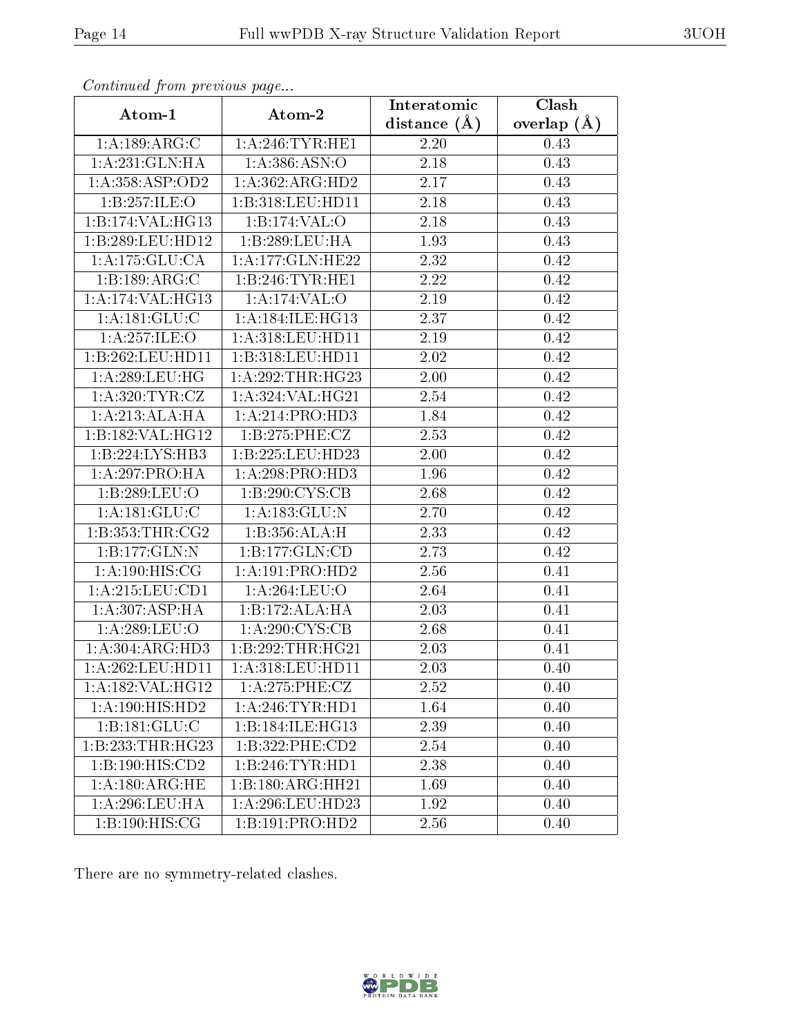*Continued from previous page...*

| Atom-1 | Atom-2 | Interatomic distance (Å) | Clash overlap (Å) |
|---|---|---|---|
| 1:A:189:ARG:C | 1:A:246:TYR:HE1 | 2.20 | 0.43 |
| 1:A:231:GLN:HA | 1:A:386:ASN:O | 2.18 | 0.43 |
| 1:A:358:ASP:OD2 | 1:A:362:ARG:HD2 | 2.17 | 0.43 |
| 1:B:257:ILE:O | 1:B:318:LEU:HD11 | 2.18 | 0.43 |
| 1:B:174:VAL:HG13 | 1:B:174:VAL:O | 2.18 | 0.43 |
| 1:B:289:LEU:HD12 | 1:B:289:LEU:HA | 1.93 | 0.43 |
| 1:A:175:GLU:CA | 1:A:177:GLN:HE22 | 2.32 | 0.42 |
| 1:B:189:ARG:C | 1:B:246:TYR:HE1 | 2.22 | 0.42 |
| 1:A:174:VAL:HG13 | 1:A:174:VAL:O | 2.19 | 0.42 |
| 1:A:181:GLU:C | 1:A:184:ILE:HG13 | 2.37 | 0.42 |
| 1:A:257:ILE:O | 1:A:318:LEU:HD11 | 2.19 | 0.42 |
| 1:B:262:LEU:HD11 | 1:B:318:LEU:HD11 | 2.02 | 0.42 |
| 1:A:289:LEU:HG | 1:A:292:THR:HG23 | 2.00 | 0.42 |
| 1:A:320:TYR:CZ | 1:A:324:VAL:HG21 | 2.54 | 0.42 |
| 1:A:213:ALA:HA | 1:A:214:PRO:HD3 | 1.84 | 0.42 |
| 1:B:182:VAL:HG12 | 1:B:275:PHE:CZ | 2.53 | 0.42 |
| 1:B:224:LYS:HB3 | 1:B:225:LEU:HD23 | 2.00 | 0.42 |
| 1:A:297:PRO:HA | 1:A:298:PRO:HD3 | 1.96 | 0.42 |
| 1:B:289:LEU:O | 1:B:290:CYS:CB | 2.68 | 0.42 |
| 1:A:181:GLU:C | 1:A:183:GLU:N | 2.70 | 0.42 |
| 1:B:353:THR:CG2 | 1:B:356:ALA:H | 2.33 | 0.42 |
| 1:B:177:GLN:N | 1:B:177:GLN:CD | 2.73 | 0.42 |
| 1:A:190:HIS:CG | 1:A:191:PRO:HD2 | 2.56 | 0.41 |
| 1:A:215:LEU:CD1 | 1:A:264:LEU:O | 2.64 | 0.41 |
| 1:A:307:ASP:HA | 1:B:172:ALA:HA | 2.03 | 0.41 |
| 1:A:289:LEU:O | 1:A:290:CYS:CB | 2.68 | 0.41 |
| 1:A:304:ARG:HD3 | 1:B:292:THR:HG21 | 2.03 | 0.41 |
| 1:A:262:LEU:HD11 | 1:A:318:LEU:HD11 | 2.03 | 0.40 |
| 1:A:182:VAL:HG12 | 1:A:275:PHE:CZ | 2.52 | 0.40 |
| 1:A:190:HIS:HD2 | 1:A:246:TYR:HD1 | 1.64 | 0.40 |
| 1:B:181:GLU:C | 1:B:184:ILE:HG13 | 2.39 | 0.40 |
| 1:B:233:THR:HG23 | 1:B:322:PHE:CD2 | 2.54 | 0.40 |
| 1:B:190:HIS:CD2 | 1:B:246:TYR:HD1 | 2.38 | 0.40 |
| 1:A:180:ARG:HE | 1:B:180:ARG:HH21 | 1.69 | 0.40 |
| 1:A:296:LEU:HA | 1:A:296:LEU:HD23 | 1.92 | 0.40 |
| 1:B:190:HIS:CG | 1:B:191:PRO:HD2 | 2.56 | 0.40 |

There are no symmetry-related clashes.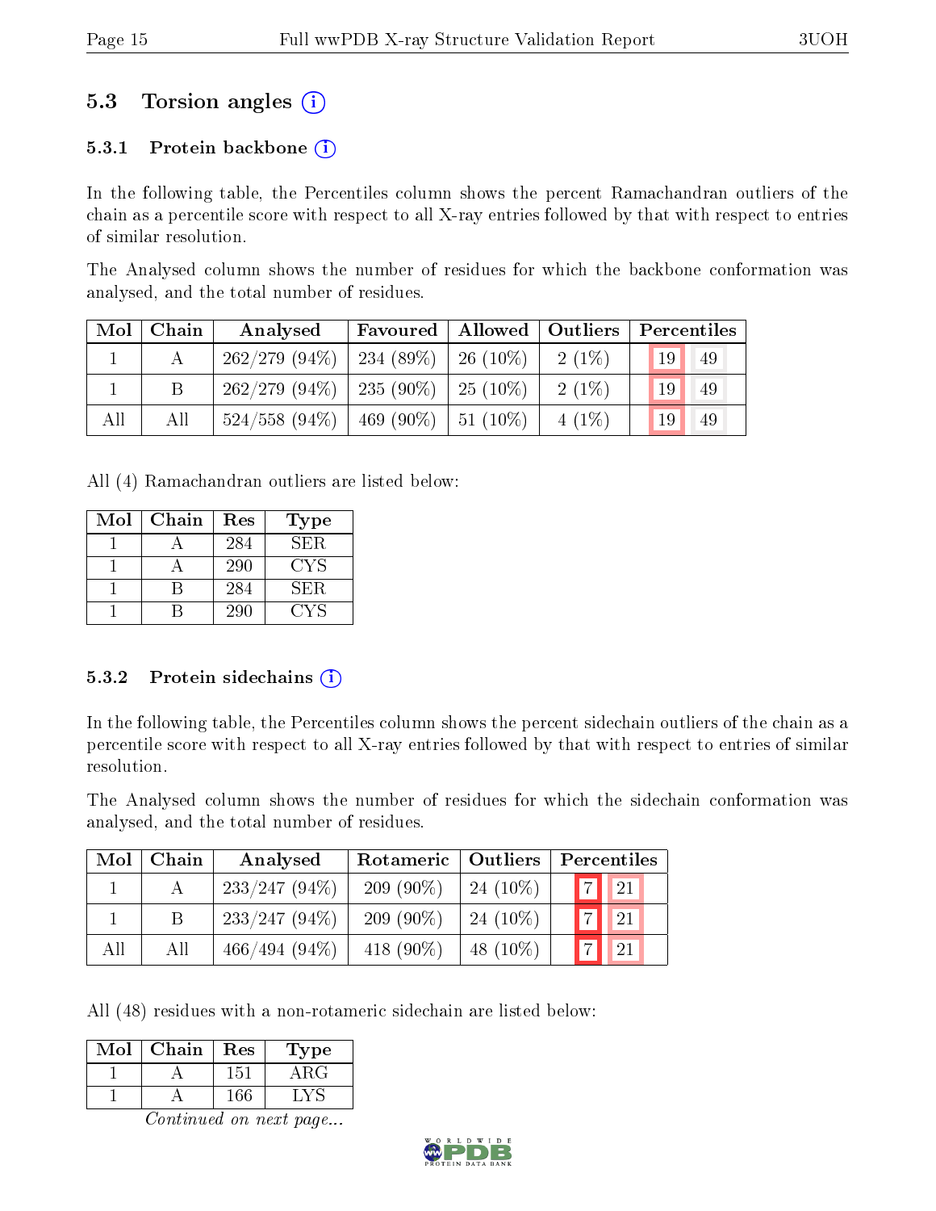### 5.3 Torsion angles (i)

#### 5.3.1 Protein backbone (i)

In the following table, the Percentiles column shows the percent Ramachandran outliers of the chain as a percentile score with respect to all X-ray entries followed by that with respect to entries of similar resolution.

The Analysed column shows the number of residues for which the backbone conformation was analysed, and the total number of residues.

| Mol | Chain | Analysed | Favoured | Allowed | Outliers | Percentiles | |
|---|---|---|---|---|---|---|---|
| 1 | A | 262/279 (94%) | 234 (89%) | 26 (10%) | 2 (1%) | 19 | 49 |
| 1 | B | 262/279 (94%) | 235 (90%) | 25 (10%) | 2 (1%) | 19 | 49 |
| All | All | 524/558 (94%) | 469 (90%) | 51 (10%) | 4 (1%) | 19 | 49 |

All (4) Ramachandran outliers are listed below:

| Mol | Chain | Res | Type |
|---|---|---|---|
| 1 | A | 284 | SER |
| 1 | A | 290 | CYS |
| 1 | B | 284 | SER |
| 1 | B | 290 | CYS |

#### 5.3.2 Protein sidechains (i)

In the following table, the Percentiles column shows the percent sidechain outliers of the chain as a percentile score with respect to all X-ray entries followed by that with respect to entries of similar resolution.

The Analysed column shows the number of residues for which the sidechain conformation was analysed, and the total number of residues.

| Mol | Chain | Analysed | Rotameric | Outliers | Percentiles | |
|---|---|---|---|---|---|---|
| 1 | A | 233/247 (94%) | 209 (90%) | 24 (10%) | 7 | 21 |
| 1 | B | 233/247 (94%) | 209 (90%) | 24 (10%) | 7 | 21 |
| All | All | 466/494 (94%) | 418 (90%) | 48 (10%) | 7 | 21 |

All (48) residues with a non-rotameric sidechain are listed below:

| Mol | Chain | Res | Type |
|---|---|---|---|
| 1 | A | 151 | ARG |
| 1 | A | 166 | LYS |

*Continued on next page...*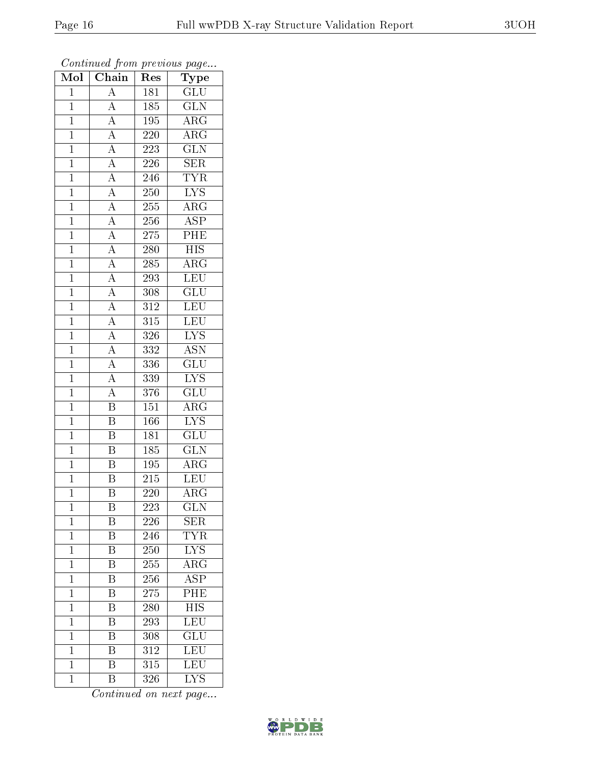*Continued from previous page...*

| Mol | Chain | Res | Type |
|---|---|---|---|
| 1 | A | 181 | GLU |
| 1 | A | 185 | GLN |
| 1 | A | 195 | ARG |
| 1 | A | 220 | ARG |
| 1 | A | 223 | GLN |
| 1 | A | 226 | SER |
| 1 | A | 246 | TYR |
| 1 | A | 250 | LYS |
| 1 | A | 255 | ARG |
| 1 | A | 256 | ASP |
| 1 | A | 275 | PHE |
| 1 | A | 280 | HIS |
| 1 | A | 285 | ARG |
| 1 | A | 293 | LEU |
| 1 | A | 308 | GLU |
| 1 | A | 312 | LEU |
| 1 | A | 315 | LEU |
| 1 | A | 326 | LYS |
| 1 | A | 332 | ASN |
| 1 | A | 336 | GLU |
| 1 | A | 339 | LYS |
| 1 | A | 376 | GLU |
| 1 | B | 151 | ARG |
| 1 | B | 166 | LYS |
| 1 | B | 181 | GLU |
| 1 | B | 185 | GLN |
| 1 | B | 195 | ARG |
| 1 | B | 215 | LEU |
| 1 | B | 220 | ARG |
| 1 | B | 223 | GLN |
| 1 | B | 226 | SER |
| 1 | B | 246 | TYR |
| 1 | B | 250 | LYS |
| 1 | B | 255 | ARG |
| 1 | B | 256 | ASP |
| 1 | B | 275 | PHE |
| 1 | B | 280 | HIS |
| 1 | B | 293 | LEU |
| 1 | B | 308 | GLU |
| 1 | B | 312 | LEU |
| 1 | B | 315 | LEU |
| 1 | B | 326 | LYS |

*Continued on next page...*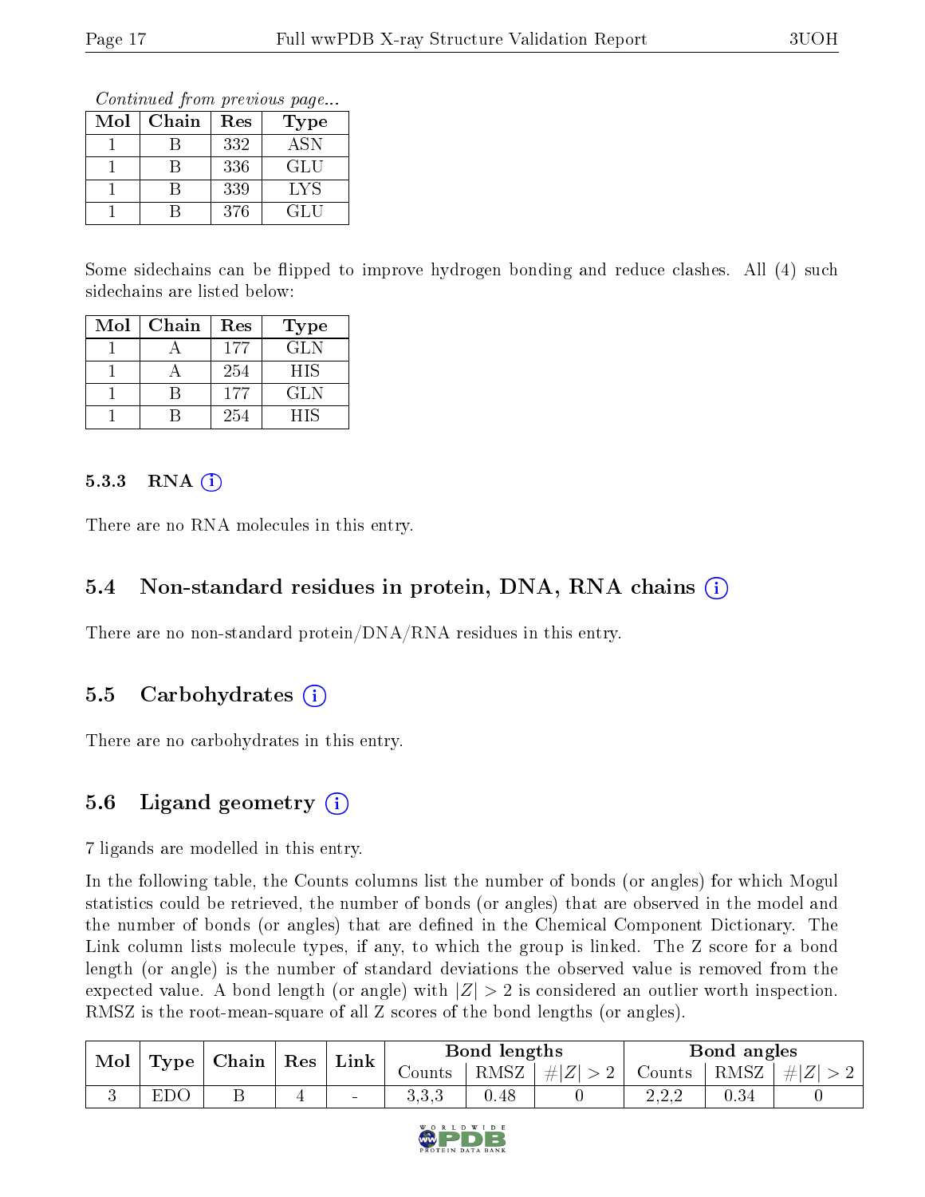*Continued from previous page...*

| Mol | Chain | Res | Type |
|---|---|---|---|
| 1 | B | 332 | ASN |
| 1 | B | 336 | GLU |
| 1 | B | 339 | LYS |
| 1 | B | 376 | GLU |

Some sidechains can be flipped to improve hydrogen bonding and reduce clashes. All (4) such sidechains are listed below:

| Mol | Chain | Res | Type |
|---|---|---|---|
| 1 | A | 177 | GLN |
| 1 | A | 254 | HIS |
| 1 | B | 177 | GLN |
| 1 | B | 254 | HIS |

### 5.3.3 RNA (i)

There are no RNA molecules in this entry.

## 5.4 Non-standard residues in protein, DNA, RNA chains (i)

There are no non-standard protein/DNA/RNA residues in this entry.

## 5.5 Carbohydrates (i)

There are no carbohydrates in this entry.

## 5.6 Ligand geometry (i)

7 ligands are modelled in this entry.

In the following table, the Counts columns list the number of bonds (or angles) for which Mogul statistics could be retrieved, the number of bonds (or angles) that are observed in the model and the number of bonds (or angles) that are defined in the Chemical Component Dictionary. The Link column lists molecule types, if any, to which the group is linked. The Z score for a bond length (or angle) is the number of standard deviations the observed value is removed from the expected value. A bond length (or angle) with $|Z| > 2$ is considered an outlier worth inspection. RMSZ is the root-mean-square of all Z scores of the bond lengths (or angles).

| Mol | Type | Chain | Res | Link | Bond lengths | | | Bond angles | | |
|---|---|---|---|---|---|---|---|---|---|---|
| | | | | | Counts | RMSZ | $\#\|Z\| > 2$ | Counts | RMSZ | $\#\|Z\| > 2$ |
| 3 | EDO | B | 4 | - | 3,3,3 | 0.48 | 0 | 2,2,2 | 0.34 | 0 |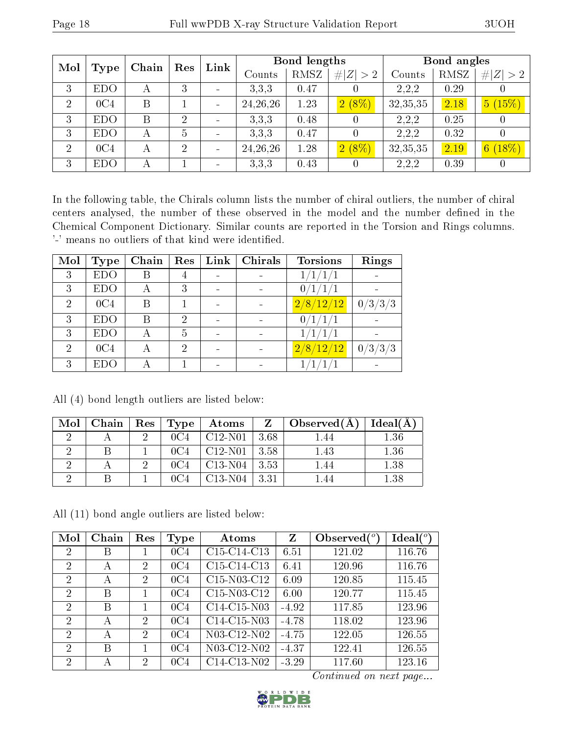| Mol | Type | Chain | Res | Link | Bond lengths | | | Bond angles | | |
|---|---|---|---|---|---|---|---|---|---|---|
| | | | | | Counts | RMSZ | #\|Z\| > 2 | Counts | RMSZ | #\|Z\| > 2 |
| 3 | EDO | A | 3 | - | 3,3,3 | 0.47 | 0 | 2,2,2 | 0.29 | 0 |
| 2 | 0C4 | B | 1 | - | 24,26,26 | 1.23 | 2 (8%) | 32,35,35 | 2.18 | 5 (15%) |
| 3 | EDO | B | 2 | - | 3,3,3 | 0.48 | 0 | 2,2,2 | 0.25 | 0 |
| 3 | EDO | A | 5 | - | 3,3,3 | 0.47 | 0 | 2,2,2 | 0.32 | 0 |
| 2 | 0C4 | A | 2 | - | 24,26,26 | 1.28 | 2 (8%) | 32,35,35 | 2.19 | 6 (18%) |
| 3 | EDO | A | 1 | - | 3,3,3 | 0.43 | 0 | 2,2,2 | 0.39 | 0 |

In the following table, the Chirals column lists the number of chiral outliers, the number of chiral centers analysed, the number of these observed in the model and the number defined in the Chemical Component Dictionary. Similar counts are reported in the Torsion and Rings columns. '-' means no outliers of that kind were identified.

| Mol | Type | Chain | Res | Link | Chirals | Torsions | Rings |
|---|---|---|---|---|---|---|---|
| 3 | EDO | B | 4 | - | - | 1/1/1/1 | - |
| 3 | EDO | A | 3 | - | - | 0/1/1/1 | - |
| 2 | 0C4 | B | 1 | - | - | 2/8/12/12 | 0/3/3/3 |
| 3 | EDO | B | 2 | - | - | 0/1/1/1 | - |
| 3 | EDO | A | 5 | - | - | 1/1/1/1 | - |
| 2 | 0C4 | A | 2 | - | - | 2/8/12/12 | 0/3/3/3 |
| 3 | EDO | A | 1 | - | - | 1/1/1/1 | - |

All (4) bond length outliers are listed below:

| Mol | Chain | Res | Type | Atoms | Z | Observed(Å) | Ideal(Å) |
|---|---|---|---|---|---|---|---|
| 2 | A | 2 | 0C4 | C12-N01 | 3.68 | 1.44 | 1.36 |
| 2 | B | 1 | 0C4 | C12-N01 | 3.58 | 1.43 | 1.36 |
| 2 | A | 2 | 0C4 | C13-N04 | 3.53 | 1.44 | 1.38 |
| 2 | B | 1 | 0C4 | C13-N04 | 3.31 | 1.44 | 1.38 |

All (11) bond angle outliers are listed below:

| Mol | Chain | Res | Type | Atoms | Z | Observed(°) | Ideal(°) |
|---|---|---|---|---|---|---|---|
| 2 | B | 1 | 0C4 | C15-C14-C13 | 6.51 | 121.02 | 116.76 |
| 2 | A | 2 | 0C4 | C15-C14-C13 | 6.41 | 120.96 | 116.76 |
| 2 | A | 2 | 0C4 | C15-N03-C12 | 6.09 | 120.85 | 115.45 |
| 2 | B | 1 | 0C4 | C15-N03-C12 | 6.00 | 120.77 | 115.45 |
| 2 | B | 1 | 0C4 | C14-C15-N03 | -4.92 | 117.85 | 123.96 |
| 2 | A | 2 | 0C4 | C14-C15-N03 | -4.78 | 118.02 | 123.96 |
| 2 | A | 2 | 0C4 | N03-C12-N02 | -4.75 | 122.05 | 126.55 |
| 2 | B | 1 | 0C4 | N03-C12-N02 | -4.37 | 122.41 | 126.55 |
| 2 | A | 2 | 0C4 | C14-C13-N02 | -3.29 | 117.60 | 123.16 |

*Continued on next page...*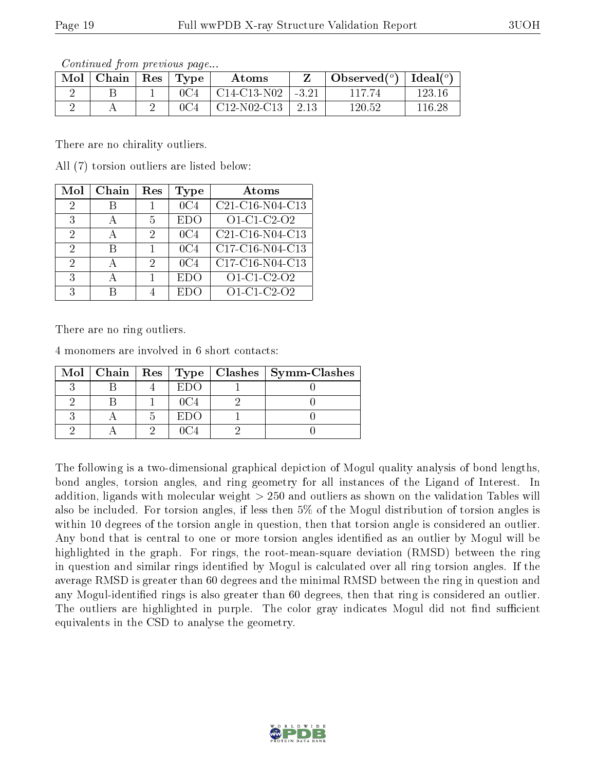*Continued from previous page...*

| Mol | Chain | Res | Type | Atoms | Z | Observed(°) | Ideal(°) |
|---|---|---|---|---|---|---|---|
| 2 | B | 1 | 0C4 | C14-C13-N02 | -3.21 | 117.74 | 123.16 |
| 2 | A | 2 | 0C4 | C12-N02-C13 | 2.13 | 120.52 | 116.28 |

There are no chirality outliers.

All (7) torsion outliers are listed below:

| Mol | Chain | Res | Type | Atoms |
|---|---|---|---|---|
| 2 | B | 1 | 0C4 | C21-C16-N04-C13 |
| 3 | A | 5 | EDO | O1-C1-C2-O2 |
| 2 | A | 2 | 0C4 | C21-C16-N04-C13 |
| 2 | B | 1 | 0C4 | C17-C16-N04-C13 |
| 2 | A | 2 | 0C4 | C17-C16-N04-C13 |
| 3 | A | 1 | EDO | O1-C1-C2-O2 |
| 3 | B | 4 | EDO | O1-C1-C2-O2 |

There are no ring outliers.

4 monomers are involved in 6 short contacts:

| Mol | Chain | Res | Type | Clashes | Symm-Clashes |
|---|---|---|---|---|---|
| 3 | B | 4 | EDO | 1 | 0 |
| 2 | B | 1 | 0C4 | 2 | 0 |
| 3 | A | 5 | EDO | 1 | 0 |
| 2 | A | 2 | 0C4 | 2 | 0 |

The following is a two-dimensional graphical depiction of Mogul quality analysis of bond lengths, bond angles, torsion angles, and ring geometry for all instances of the Ligand of Interest. In addition, ligands with molecular weight > 250 and outliers as shown on the validation Tables will also be included. For torsion angles, if less then 5% of the Mogul distribution of torsion angles is within 10 degrees of the torsion angle in question, then that torsion angle is considered an outlier. Any bond that is central to one or more torsion angles identified as an outlier by Mogul will be highlighted in the graph. For rings, the root-mean-square deviation (RMSD) between the ring in question and similar rings identified by Mogul is calculated over all ring torsion angles. If the average RMSD is greater than 60 degrees and the minimal RMSD between the ring in question and any Mogul-identified rings is also greater than 60 degrees, then that ring is considered an outlier. The outliers are highlighted in purple. The color gray indicates Mogul did not find sufficient equivalents in the CSD to analyse the geometry.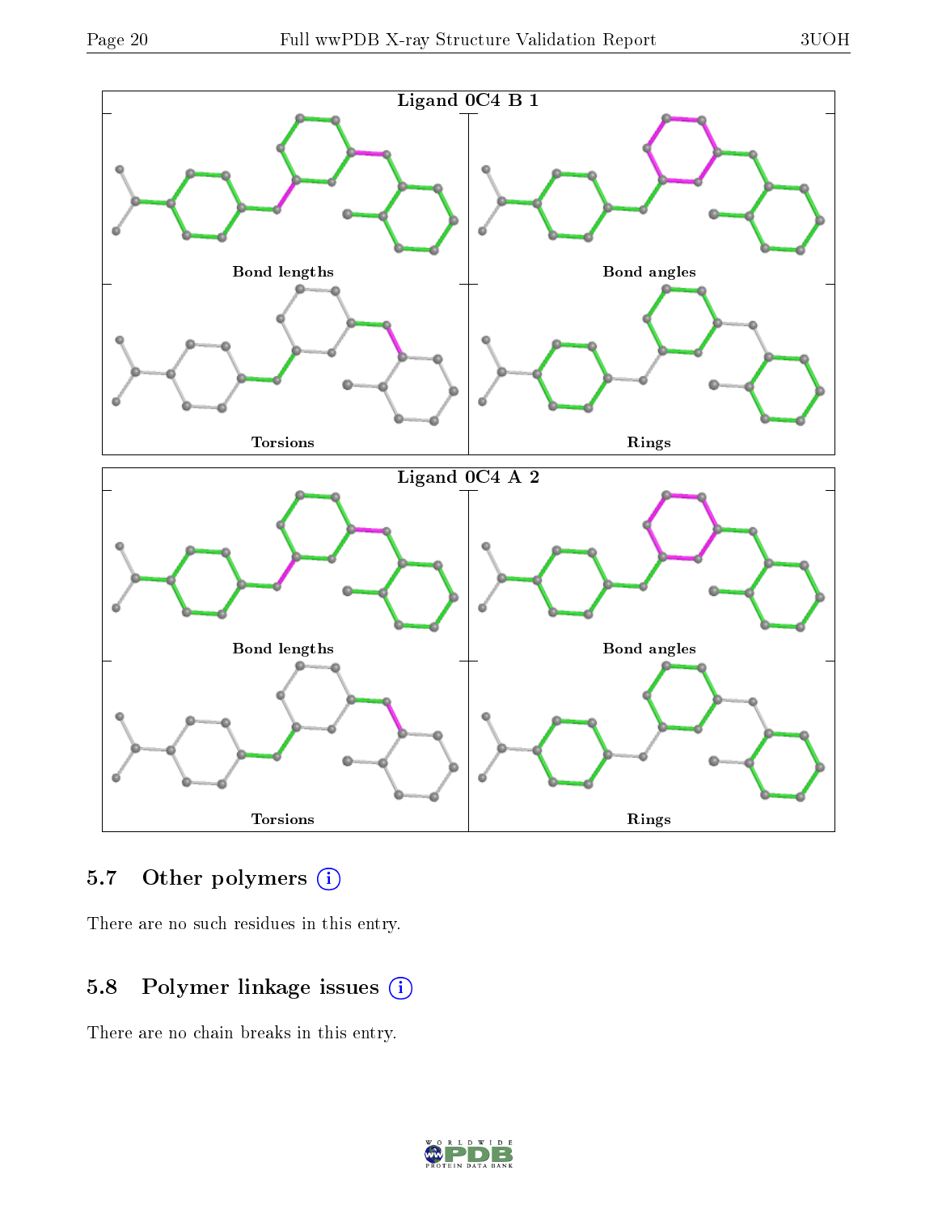Ligand 0C4 B 1

Bond lengths

Bond angles

Torsions

Rings

Ligand 0C4 A 2

Bond lengths

Bond angles

Torsions

Rings

## 5.7 Other polymers

There are no such residues in this entry.

## 5.8 Polymer linkage issues

There are no chain breaks in this entry.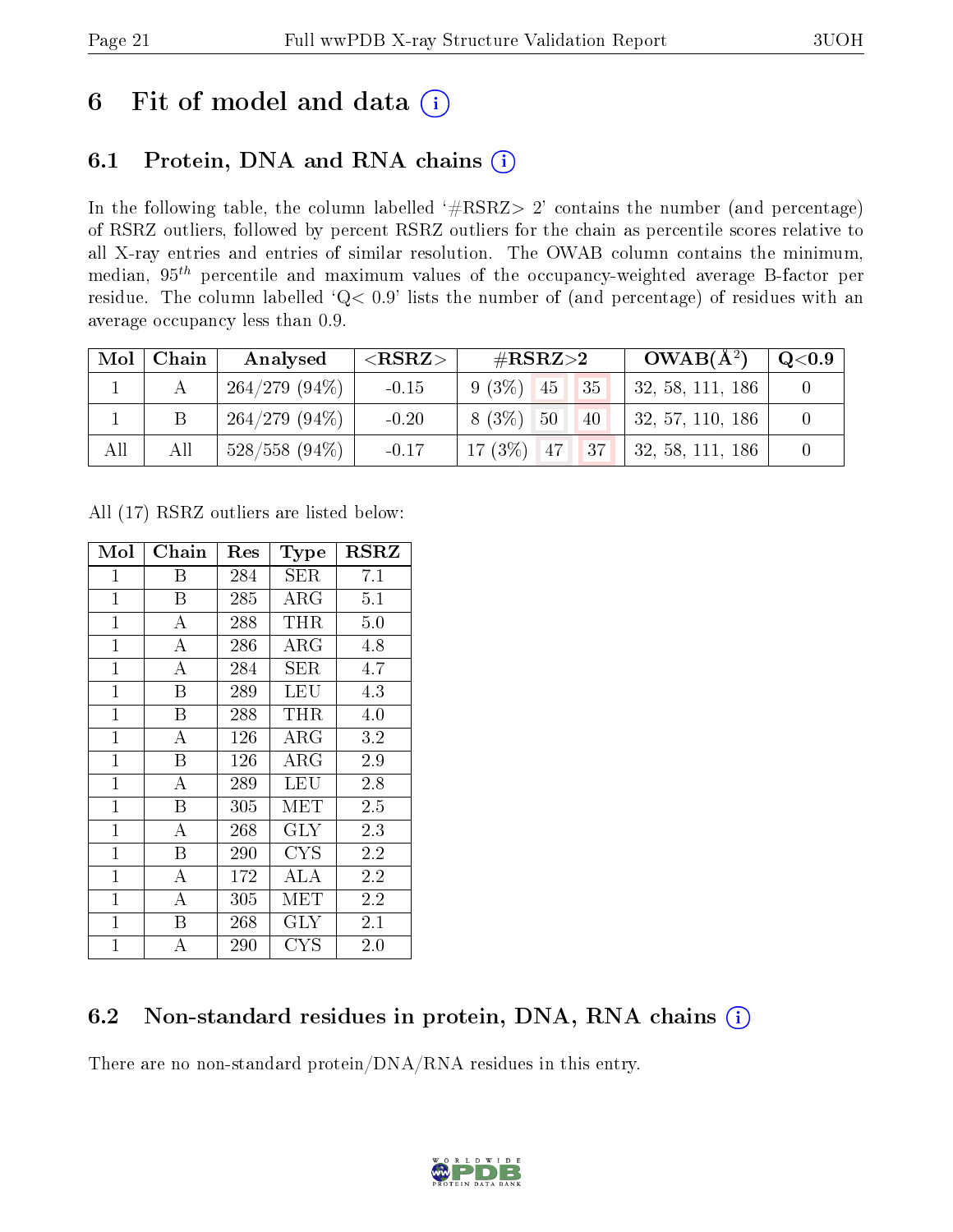# 6 Fit of model and data (i)

## 6.1 Protein, DNA and RNA chains (i)

In the following table, the column labelled '#RSRZ> 2' contains the number (and percentage) of RSRZ outliers, followed by percent RSRZ outliers for the chain as percentile scores relative to all X-ray entries and entries of similar resolution. The OWAB column contains the minimum, median, $95^{th}$ percentile and maximum values of the occupancy-weighted average B-factor per residue. The column labelled 'Q< 0.9' lists the number of (and percentage) of residues with an average occupancy less than 0.9.

| Mol | Chain | Analysed | <RSRZ> | #RSRZ>2 | | | OWAB(Å$^2$) | Q<0.9 |
|---|---|---|---|---|---|---|---|---|
| 1 | A | 264/279 (94%) | -0.15 | 9 (3%) | 45 | 35 | 32, 58, 111, 186 | 0 |
| 1 | B | 264/279 (94%) | -0.20 | 8 (3%) | 50 | 40 | 32, 57, 110, 186 | 0 |
| All | All | 528/558 (94%) | -0.17 | 17 (3%) | 47 | 37 | 32, 58, 111, 186 | 0 |

All (17) RSRZ outliers are listed below:

| Mol | Chain | Res | Type | RSRZ |
|---|---|---|---|---|
| 1 | B | 284 | SER | 7.1 |
| 1 | B | 285 | ARG | 5.1 |
| 1 | A | 288 | THR | 5.0 |
| 1 | A | 286 | ARG | 4.8 |
| 1 | A | 284 | SER | 4.7 |
| 1 | B | 289 | LEU | 4.3 |
| 1 | B | 288 | THR | 4.0 |
| 1 | A | 126 | ARG | 3.2 |
| 1 | B | 126 | ARG | 2.9 |
| 1 | A | 289 | LEU | 2.8 |
| 1 | B | 305 | MET | 2.5 |
| 1 | A | 268 | GLY | 2.3 |
| 1 | B | 290 | CYS | 2.2 |
| 1 | A | 172 | ALA | 2.2 |
| 1 | A | 305 | MET | 2.2 |
| 1 | B | 268 | GLY | 2.1 |
| 1 | A | 290 | CYS | 2.0 |

## 6.2 Non-standard residues in protein, DNA, RNA chains (i)

There are no non-standard protein/DNA/RNA residues in this entry.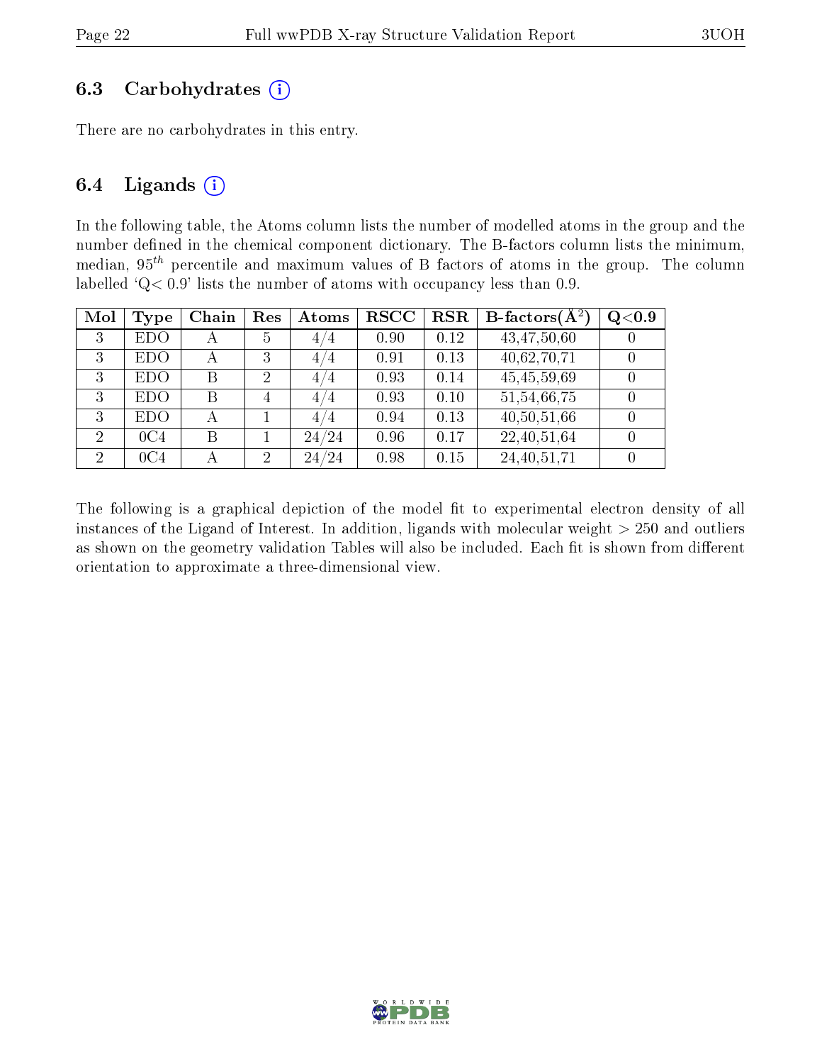## 6.3 Carbohydrates (i)

There are no carbohydrates in this entry.

## 6.4 Ligands (i)

In the following table, the Atoms column lists the number of modelled atoms in the group and the number defined in the chemical component dictionary. The B-factors column lists the minimum, median, $95^{th}$ percentile and maximum values of B factors of atoms in the group. The column labelled 'Q< 0.9' lists the number of atoms with occupancy less than 0.9.

| Mol | Type | Chain | Res | Atoms | RSCC | RSR | B-factors($Å^2$) | Q<0.9 |
|---|---|---|---|---|---|---|---|---|
| 3 | EDO | A | 5 | 4/4 | 0.90 | 0.12 | 43,47,50,60 | 0 |
| 3 | EDO | A | 3 | 4/4 | 0.91 | 0.13 | 40,62,70,71 | 0 |
| 3 | EDO | B | 2 | 4/4 | 0.93 | 0.14 | 45,45,59,69 | 0 |
| 3 | EDO | B | 4 | 4/4 | 0.93 | 0.10 | 51,54,66,75 | 0 |
| 3 | EDO | A | 1 | 4/4 | 0.94 | 0.13 | 40,50,51,66 | 0 |
| 2 | 0C4 | B | 1 | 24/24 | 0.96 | 0.17 | 22,40,51,64 | 0 |
| 2 | 0C4 | A | 2 | 24/24 | 0.98 | 0.15 | 24,40,51,71 | 0 |

The following is a graphical depiction of the model fit to experimental electron density of all instances of the Ligand of Interest. In addition, ligands with molecular weight > 250 and outliers as shown on the geometry validation Tables will also be included. Each fit is shown from different orientation to approximate a three-dimensional view.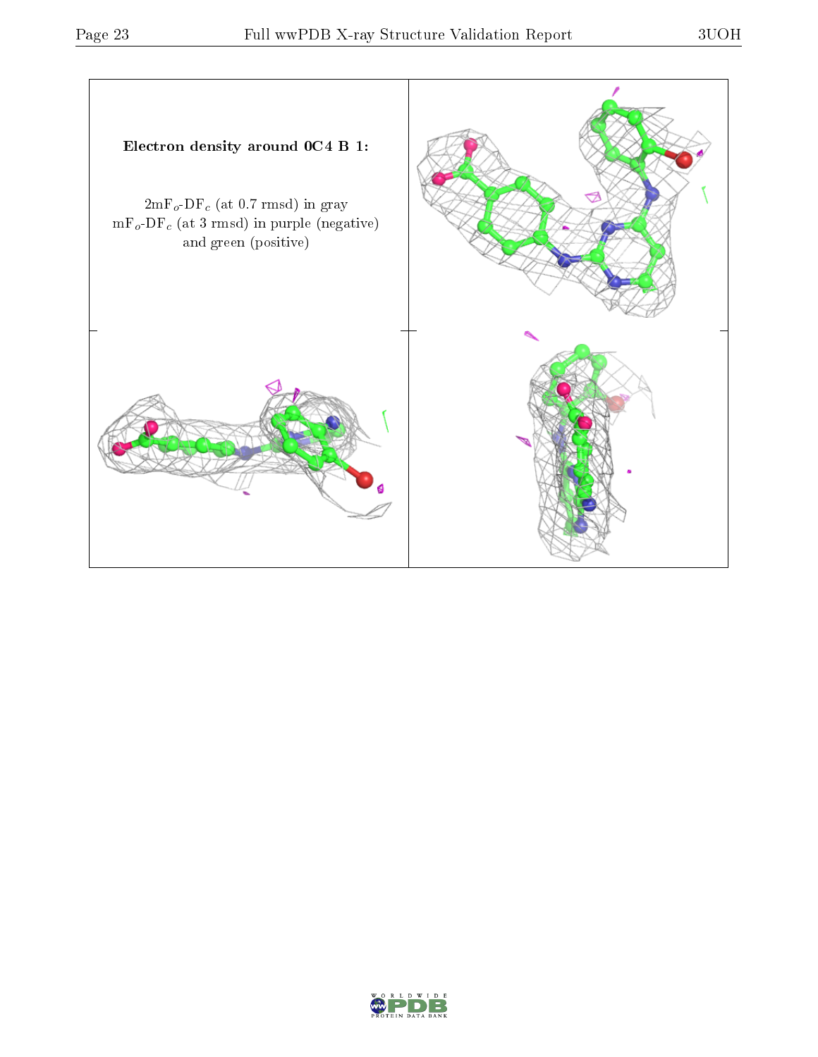**Electron density around 0C4 B 1:**

$2mF_o$-$DF_c$ (at 0.7 rmsd) in gray
$mF_o$-$DF_c$ (at 3 rmsd) in purple (negative)
and green (positive)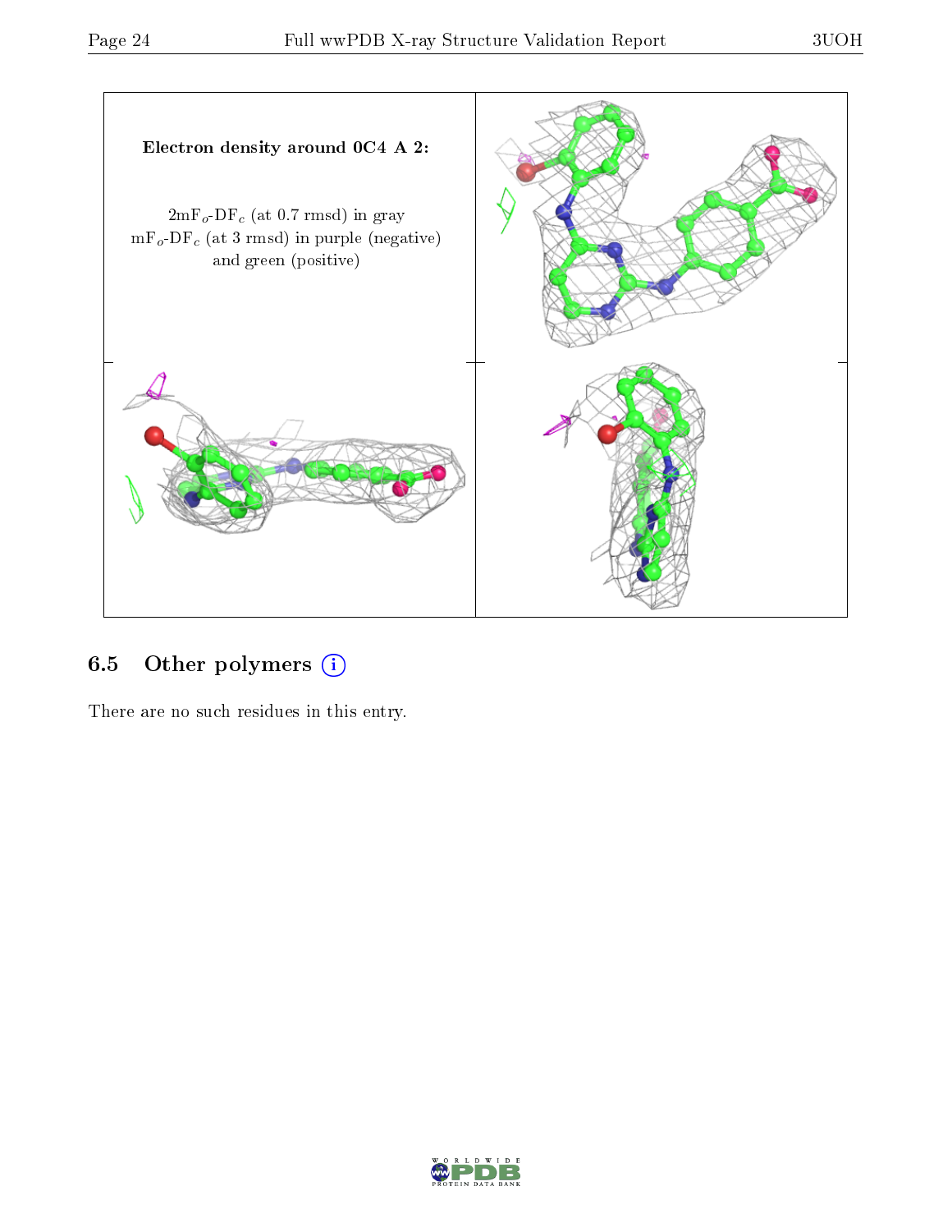Electron density around 0C4 A 2:

$2mF_o$-$DF_c$ (at 0.7 rmsd) in gray
$mF_o$-$DF_c$ (at 3 rmsd) in purple (negative)
and green (positive)

### 6.5 Other polymers

There are no such residues in this entry.